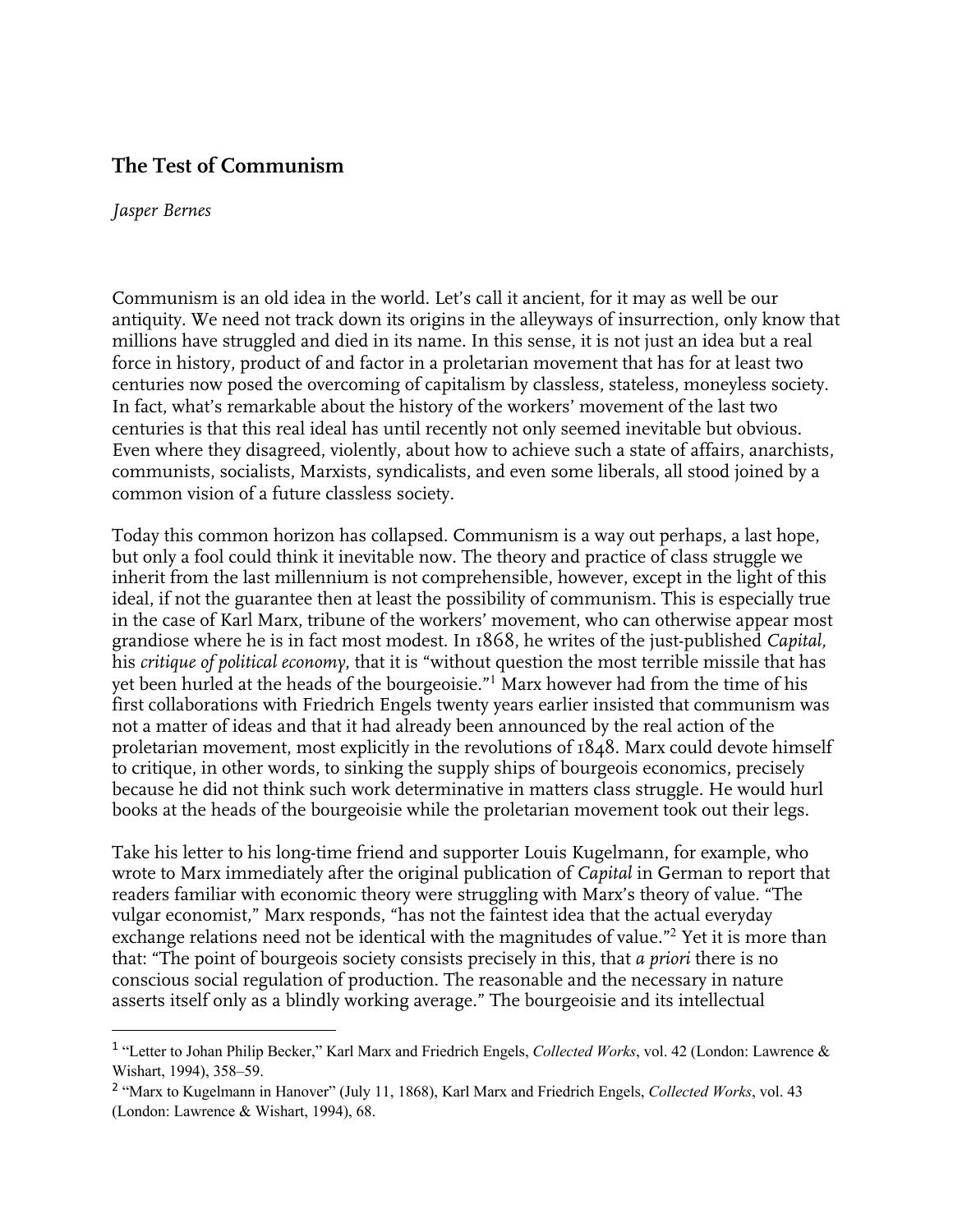## The Test of Communism

*Jasper Bernes*

Communism is an old idea in the world. Let's call it ancient, for it may as well be our antiquity. We need not track down its origins in the alleyways of insurrection, only know that millions have struggled and died in its name. In this sense, it is not just an idea but a real force in history, product of and factor in a proletarian movement that has for at least two centuries now posed the overcoming of capitalism by classless, stateless, moneyless society. In fact, what's remarkable about the history of the workers' movement of the last two centuries is that this real ideal has until recently not only seemed inevitable but obvious. Even where they disagreed, violently, about how to achieve such a state of affairs, anarchists, communists, socialists, Marxists, syndicalists, and even some liberals, all stood joined by a common vision of a future classless society.

Today this common horizon has collapsed. Communism is a way out perhaps, a last hope, but only a fool could think it inevitable now. The theory and practice of class struggle we inherit from the last millennium is not comprehensible, however, except in the light of this ideal, if not the guarantee then at least the possibility of communism. This is especially true in the case of Karl Marx, tribune of the workers' movement, who can otherwise appear most grandiose where he is in fact most modest. In 1868, he writes of the just-published *Capital,* his *critique of political economy,* that it is "without question the most terrible missile that has yet been hurled at the heads of the bourgeoisie."[1] Marx however had from the time of his first collaborations with Friedrich Engels twenty years earlier insisted that communism was not a matter of ideas and that it had already been announced by the real action of the proletarian movement, most explicitly in the revolutions of 1848. Marx could devote himself to critique, in other words, to sinking the supply ships of bourgeois economics, precisely because he did not think such work determinative in matters class struggle. He would hurl books at the heads of the bourgeoisie while the proletarian movement took out their legs.

Take his letter to his long-time friend and supporter Louis Kugelmann, for example, who wrote to Marx immediately after the original publication of *Capital* in German to report that readers familiar with economic theory were struggling with Marx's theory of value. "The vulgar economist," Marx responds, "has not the faintest idea that the actual everyday exchange relations need not be identical with the magnitudes of value."[2] Yet it is more than that: "The point of bourgeois society consists precisely in this, that *a priori* there is no conscious social regulation of production. The reasonable and the necessary in nature asserts itself only as a blindly working average." The bourgeoisie and its intellectual

---

[1] "Letter to Johan Philip Becker," Karl Marx and Friedrich Engels, *Collected Works*, vol. 42 (London: Lawrence & Wishart, 1994), 358–59.

[2] "Marx to Kugelmann in Hanover" (July 11, 1868), Karl Marx and Friedrich Engels, *Collected Works*, vol. 43 (London: Lawrence & Wishart, 1994), 68.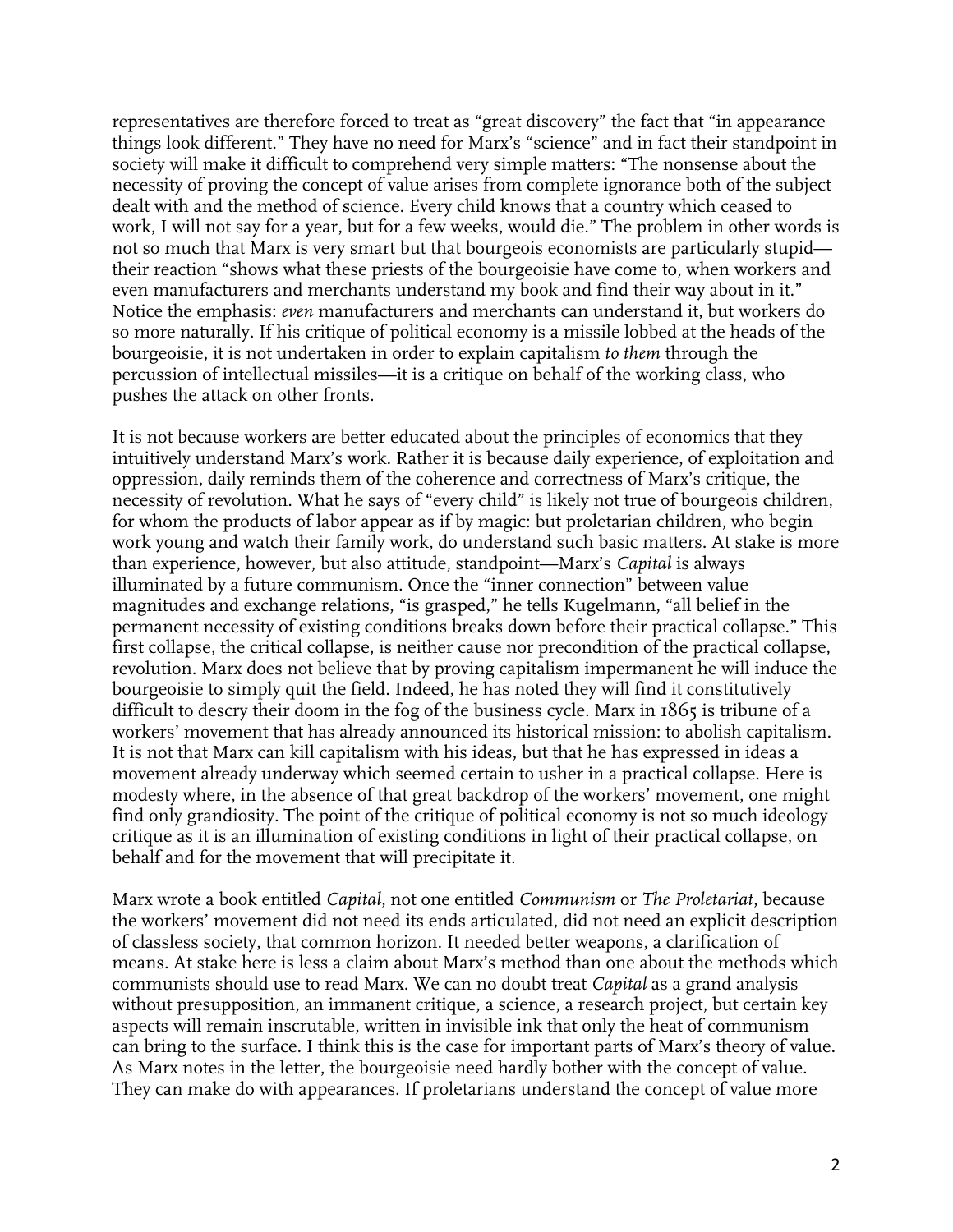representatives are therefore forced to treat as "great discovery" the fact that "in appearance things look different." They have no need for Marx's "science" and in fact their standpoint in society will make it difficult to comprehend very simple matters: "The nonsense about the necessity of proving the concept of value arises from complete ignorance both of the subject dealt with and the method of science. Every child knows that a country which ceased to work, I will not say for a year, but for a few weeks, would die." The problem in other words is not so much that Marx is very smart but that bourgeois economists are particularly stupid—their reaction "shows what these priests of the bourgeoisie have come to, when workers and even manufacturers and merchants understand my book and find their way about in it." Notice the emphasis: *even* manufacturers and merchants can understand it, but workers do so more naturally. If his critique of political economy is a missile lobbed at the heads of the bourgeoisie, it is not undertaken in order to explain capitalism *to them* through the percussion of intellectual missiles—it is a critique on behalf of the working class, who pushes the attack on other fronts.

It is not because workers are better educated about the principles of economics that they intuitively understand Marx's work. Rather it is because daily experience, of exploitation and oppression, daily reminds them of the coherence and correctness of Marx's critique, the necessity of revolution. What he says of "every child" is likely not true of bourgeois children, for whom the products of labor appear as if by magic: but proletarian children, who begin work young and watch their family work, do understand such basic matters. At stake is more than experience, however, but also attitude, standpoint—Marx's *Capital* is always illuminated by a future communism. Once the "inner connection" between value magnitudes and exchange relations, "is grasped," he tells Kugelmann, "all belief in the permanent necessity of existing conditions breaks down before their practical collapse." This first collapse, the critical collapse, is neither cause nor precondition of the practical collapse, revolution. Marx does not believe that by proving capitalism impermanent he will induce the bourgeoisie to simply quit the field. Indeed, he has noted they will find it constitutively difficult to descry their doom in the fog of the business cycle. Marx in 1865 is tribune of a workers' movement that has already announced its historical mission: to abolish capitalism. It is not that Marx can kill capitalism with his ideas, but that he has expressed in ideas a movement already underway which seemed certain to usher in a practical collapse. Here is modesty where, in the absence of that great backdrop of the workers' movement, one might find only grandiosity. The point of the critique of political economy is not so much ideology critique as it is an illumination of existing conditions in light of their practical collapse, on behalf and for the movement that will precipitate it.

Marx wrote a book entitled *Capital*, not one entitled *Communism* or *The Proletariat*, because the workers' movement did not need its ends articulated, did not need an explicit description of classless society, that common horizon. It needed better weapons, a clarification of means. At stake here is less a claim about Marx's method than one about the methods which communists should use to read Marx. We can no doubt treat *Capital* as a grand analysis without presupposition, an immanent critique, a science, a research project, but certain key aspects will remain inscrutable, written in invisible ink that only the heat of communism can bring to the surface. I think this is the case for important parts of Marx's theory of value. As Marx notes in the letter, the bourgeoisie need hardly bother with the concept of value. They can make do with appearances. If proletarians understand the concept of value more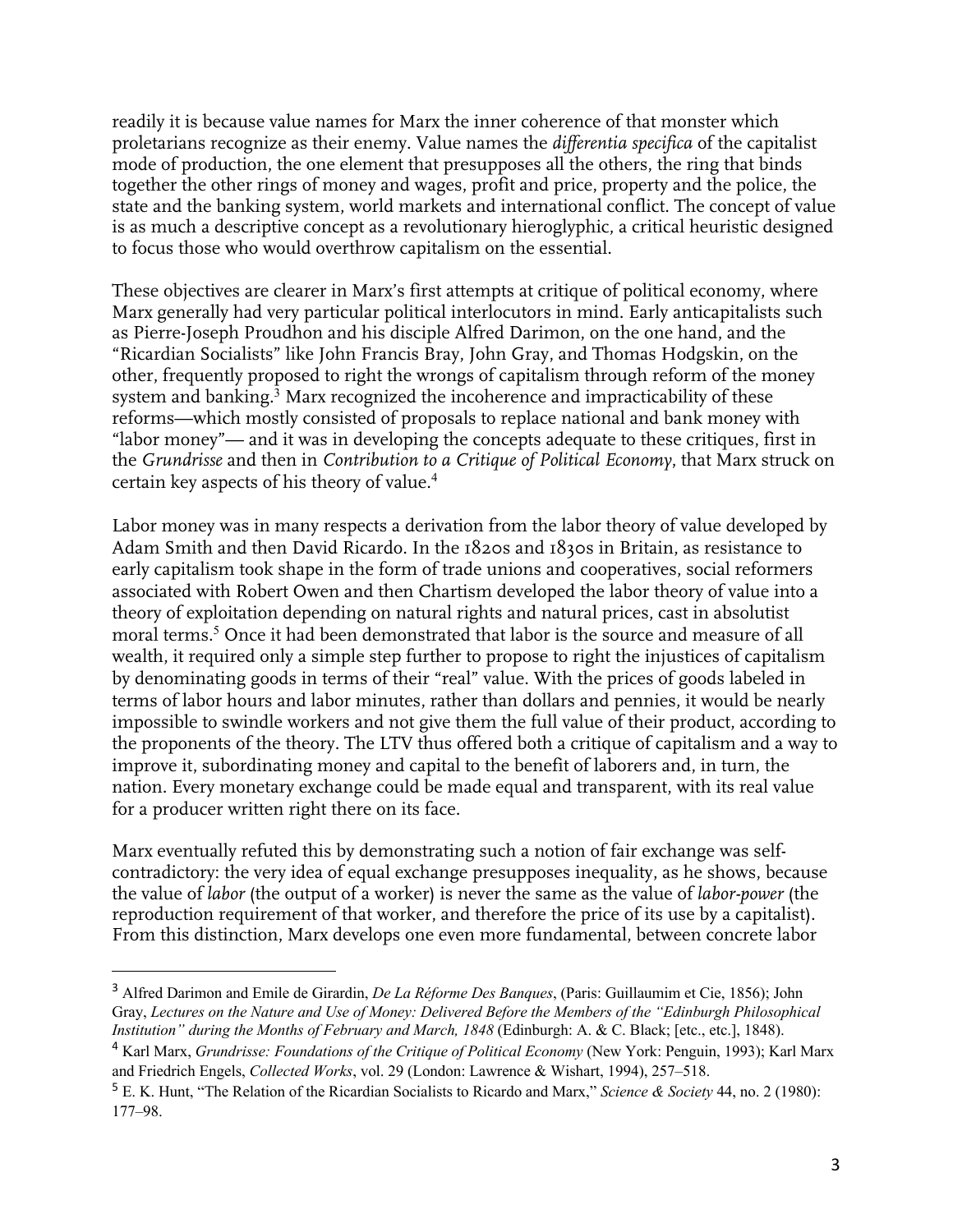readily it is because value names for Marx the inner coherence of that monster which proletarians recognize as their enemy. Value names the *differentia specifica* of the capitalist mode of production, the one element that presupposes all the others, the ring that binds together the other rings of money and wages, profit and price, property and the police, the state and the banking system, world markets and international conflict. The concept of value is as much a descriptive concept as a revolutionary hieroglyphic, a critical heuristic designed to focus those who would overthrow capitalism on the essential.

These objectives are clearer in Marx's first attempts at critique of political economy, where Marx generally had very particular political interlocutors in mind. Early anticapitalists such as Pierre-Joseph Proudhon and his disciple Alfred Darimon, on the one hand, and the "Ricardian Socialists" like John Francis Bray, John Gray, and Thomas Hodgskin, on the other, frequently proposed to right the wrongs of capitalism through reform of the money system and banking.[3] Marx recognized the incoherence and impracticability of these reforms—which mostly consisted of proposals to replace national and bank money with "labor money"— and it was in developing the concepts adequate to these critiques, first in the *Grundrisse* and then in *Contribution to a Critique of Political Economy*, that Marx struck on certain key aspects of his theory of value.[4]

Labor money was in many respects a derivation from the labor theory of value developed by Adam Smith and then David Ricardo. In the 1820s and 1830s in Britain, as resistance to early capitalism took shape in the form of trade unions and cooperatives, social reformers associated with Robert Owen and then Chartism developed the labor theory of value into a theory of exploitation depending on natural rights and natural prices, cast in absolutist moral terms.[5] Once it had been demonstrated that labor is the source and measure of all wealth, it required only a simple step further to propose to right the injustices of capitalism by denominating goods in terms of their "real" value. With the prices of goods labeled in terms of labor hours and labor minutes, rather than dollars and pennies, it would be nearly impossible to swindle workers and not give them the full value of their product, according to the proponents of the theory. The LTV thus offered both a critique of capitalism and a way to improve it, subordinating money and capital to the benefit of laborers and, in turn, the nation. Every monetary exchange could be made equal and transparent, with its real value for a producer written right there on its face.

Marx eventually refuted this by demonstrating such a notion of fair exchange was self-contradictory: the very idea of equal exchange presupposes inequality, as he shows, because the value of *labor* (the output of a worker) is never the same as the value of *labor-power* (the reproduction requirement of that worker, and therefore the price of its use by a capitalist). From this distinction, Marx develops one even more fundamental, between concrete labor

---

[3] Alfred Darimon and Emile de Girardin, *De La Réforme Des Banques*, (Paris: Guillaumim et Cie, 1856); John Gray, *Lectures on the Nature and Use of Money: Delivered Before the Members of the "Edinburgh Philosophical Institution" during the Months of February and March, 1848* (Edinburgh: A. & C. Black; [etc., etc.], 1848).

[4] Karl Marx, *Grundrisse: Foundations of the Critique of Political Economy* (New York: Penguin, 1993); Karl Marx and Friedrich Engels, *Collected Works*, vol. 29 (London: Lawrence & Wishart, 1994), 257–518.

[5] E. K. Hunt, "The Relation of the Ricardian Socialists to Ricardo and Marx," *Science & Society* 44, no. 2 (1980): 177–98.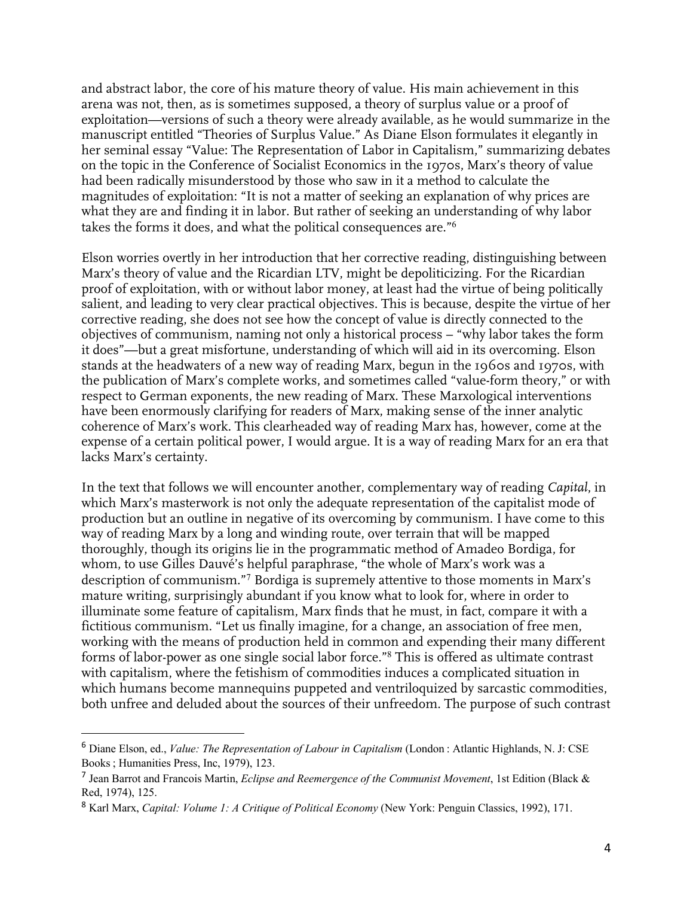and abstract labor, the core of his mature theory of value. His main achievement in this arena was not, then, as is sometimes supposed, a theory of surplus value or a proof of exploitation—versions of such a theory were already available, as he would summarize in the manuscript entitled "Theories of Surplus Value." As Diane Elson formulates it elegantly in her seminal essay "Value: The Representation of Labor in Capitalism," summarizing debates on the topic in the Conference of Socialist Economics in the 1970s, Marx's theory of value had been radically misunderstood by those who saw in it a method to calculate the magnitudes of exploitation: "It is not a matter of seeking an explanation of why prices are what they are and finding it in labor. But rather of seeking an understanding of why labor takes the forms it does, and what the political consequences are."[6]

Elson worries overtly in her introduction that her corrective reading, distinguishing between Marx's theory of value and the Ricardian LTV, might be depoliticizing. For the Ricardian proof of exploitation, with or without labor money, at least had the virtue of being politically salient, and leading to very clear practical objectives. This is because, despite the virtue of her corrective reading, she does not see how the concept of value is directly connected to the objectives of communism, naming not only a historical process – "why labor takes the form it does"—but a great misfortune, understanding of which will aid in its overcoming. Elson stands at the headwaters of a new way of reading Marx, begun in the 1960s and 1970s, with the publication of Marx's complete works, and sometimes called "value-form theory," or with respect to German exponents, the new reading of Marx. These Marxological interventions have been enormously clarifying for readers of Marx, making sense of the inner analytic coherence of Marx's work. This clearheaded way of reading Marx has, however, come at the expense of a certain political power, I would argue. It is a way of reading Marx for an era that lacks Marx's certainty.

In the text that follows we will encounter another, complementary way of reading *Capital*, in which Marx's masterwork is not only the adequate representation of the capitalist mode of production but an outline in negative of its overcoming by communism. I have come to this way of reading Marx by a long and winding route, over terrain that will be mapped thoroughly, though its origins lie in the programmatic method of Amadeo Bordiga, for whom, to use Gilles Dauvé's helpful paraphrase, "the whole of Marx's work was a description of communism."[7] Bordiga is supremely attentive to those moments in Marx's mature writing, surprisingly abundant if you know what to look for, where in order to illuminate some feature of capitalism, Marx finds that he must, in fact, compare it with a fictitious communism. "Let us finally imagine, for a change, an association of free men, working with the means of production held in common and expending their many different forms of labor-power as one single social labor force."[8] This is offered as ultimate contrast with capitalism, where the fetishism of commodities induces a complicated situation in which humans become mannequins puppeted and ventriloquized by sarcastic commodities, both unfree and deluded about the sources of their unfreedom. The purpose of such contrast

---

[6] Diane Elson, ed., *Value: The Representation of Labour in Capitalism* (London : Atlantic Highlands, N. J: CSE Books ; Humanities Press, Inc, 1979), 123.

[7] Jean Barrot and Francois Martin, *Eclipse and Reemergence of the Communist Movement*, 1st Edition (Black & Red, 1974), 125.

[8] Karl Marx, *Capital: Volume 1: A Critique of Political Economy* (New York: Penguin Classics, 1992), 171.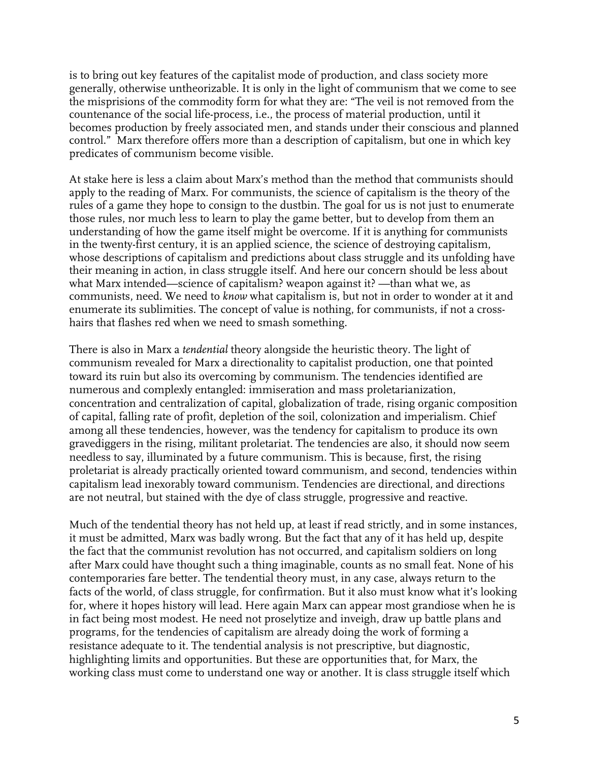is to bring out key features of the capitalist mode of production, and class society more generally, otherwise untheorizable. It is only in the light of communism that we come to see the misprisions of the commodity form for what they are: "The veil is not removed from the countenance of the social life-process, i.e., the process of material production, until it becomes production by freely associated men, and stands under their conscious and planned control." Marx therefore offers more than a description of capitalism, but one in which key predicates of communism become visible.

At stake here is less a claim about Marx's method than the method that communists should apply to the reading of Marx. For communists, the science of capitalism is the theory of the rules of a game they hope to consign to the dustbin. The goal for us is not just to enumerate those rules, nor much less to learn to play the game better, but to develop from them an understanding of how the game itself might be overcome. If it is anything for communists in the twenty-first century, it is an applied science, the science of destroying capitalism, whose descriptions of capitalism and predictions about class struggle and its unfolding have their meaning in action, in class struggle itself. And here our concern should be less about what Marx intended—science of capitalism? weapon against it? —than what we, as communists, need. We need to *know* what capitalism is, but not in order to wonder at it and enumerate its sublimities. The concept of value is nothing, for communists, if not a cross-hairs that flashes red when we need to smash something.

There is also in Marx a *tendential* theory alongside the heuristic theory. The light of communism revealed for Marx a directionality to capitalist production, one that pointed toward its ruin but also its overcoming by communism. The tendencies identified are numerous and complexly entangled: immiseration and mass proletarianization, concentration and centralization of capital, globalization of trade, rising organic composition of capital, falling rate of profit, depletion of the soil, colonization and imperialism. Chief among all these tendencies, however, was the tendency for capitalism to produce its own gravediggers in the rising, militant proletariat. The tendencies are also, it should now seem needless to say, illuminated by a future communism. This is because, first, the rising proletariat is already practically oriented toward communism, and second, tendencies within capitalism lead inexorably toward communism. Tendencies are directional, and directions are not neutral, but stained with the dye of class struggle, progressive and reactive.

Much of the tendential theory has not held up, at least if read strictly, and in some instances, it must be admitted, Marx was badly wrong. But the fact that any of it has held up, despite the fact that the communist revolution has not occurred, and capitalism soldiers on long after Marx could have thought such a thing imaginable, counts as no small feat. None of his contemporaries fare better. The tendential theory must, in any case, always return to the facts of the world, of class struggle, for confirmation. But it also must know what it's looking for, where it hopes history will lead. Here again Marx can appear most grandiose when he is in fact being most modest. He need not proselytize and inveigh, draw up battle plans and programs, for the tendencies of capitalism are already doing the work of forming a resistance adequate to it. The tendential analysis is not prescriptive, but diagnostic, highlighting limits and opportunities. But these are opportunities that, for Marx, the working class must come to understand one way or another. It is class struggle itself which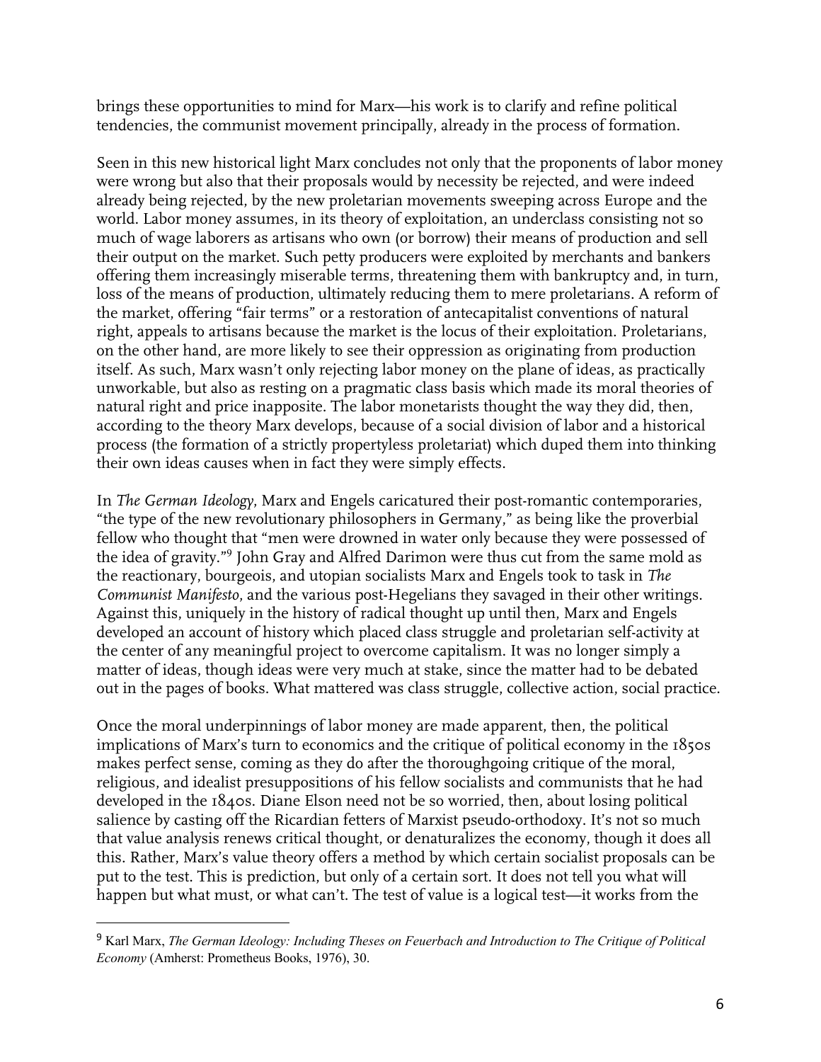brings these opportunities to mind for Marx—his work is to clarify and refine political tendencies, the communist movement principally, already in the process of formation.

Seen in this new historical light Marx concludes not only that the proponents of labor money were wrong but also that their proposals would by necessity be rejected, and were indeed already being rejected, by the new proletarian movements sweeping across Europe and the world. Labor money assumes, in its theory of exploitation, an underclass consisting not so much of wage laborers as artisans who own (or borrow) their means of production and sell their output on the market. Such petty producers were exploited by merchants and bankers offering them increasingly miserable terms, threatening them with bankruptcy and, in turn, loss of the means of production, ultimately reducing them to mere proletarians. A reform of the market, offering "fair terms" or a restoration of antecapitalist conventions of natural right, appeals to artisans because the market is the locus of their exploitation. Proletarians, on the other hand, are more likely to see their oppression as originating from production itself. As such, Marx wasn't only rejecting labor money on the plane of ideas, as practically unworkable, but also as resting on a pragmatic class basis which made its moral theories of natural right and price inapposite. The labor monetarists thought the way they did, then, according to the theory Marx develops, because of a social division of labor and a historical process (the formation of a strictly propertyless proletariat) which duped them into thinking their own ideas causes when in fact they were simply effects.

In *The German Ideology*, Marx and Engels caricatured their post-romantic contemporaries, "the type of the new revolutionary philosophers in Germany," as being like the proverbial fellow who thought that "men were drowned in water only because they were possessed of the idea of gravity."[9] John Gray and Alfred Darimon were thus cut from the same mold as the reactionary, bourgeois, and utopian socialists Marx and Engels took to task in *The Communist Manifesto*, and the various post-Hegelians they savaged in their other writings. Against this, uniquely in the history of radical thought up until then, Marx and Engels developed an account of history which placed class struggle and proletarian self-activity at the center of any meaningful project to overcome capitalism. It was no longer simply a matter of ideas, though ideas were very much at stake, since the matter had to be debated out in the pages of books. What mattered was class struggle, collective action, social practice.

Once the moral underpinnings of labor money are made apparent, then, the political implications of Marx's turn to economics and the critique of political economy in the 1850s makes perfect sense, coming as they do after the thoroughgoing critique of the moral, religious, and idealist presuppositions of his fellow socialists and communists that he had developed in the 1840s. Diane Elson need not be so worried, then, about losing political salience by casting off the Ricardian fetters of Marxist pseudo-orthodoxy. It's not so much that value analysis renews critical thought, or denaturalizes the economy, though it does all this. Rather, Marx's value theory offers a method by which certain socialist proposals can be put to the test. This is prediction, but only of a certain sort. It does not tell you what will happen but what must, or what can't. The test of value is a logical test—it works from the

[9] Karl Marx, *The German Ideology: Including Theses on Feuerbach and Introduction to The Critique of Political Economy* (Amherst: Prometheus Books, 1976), 30.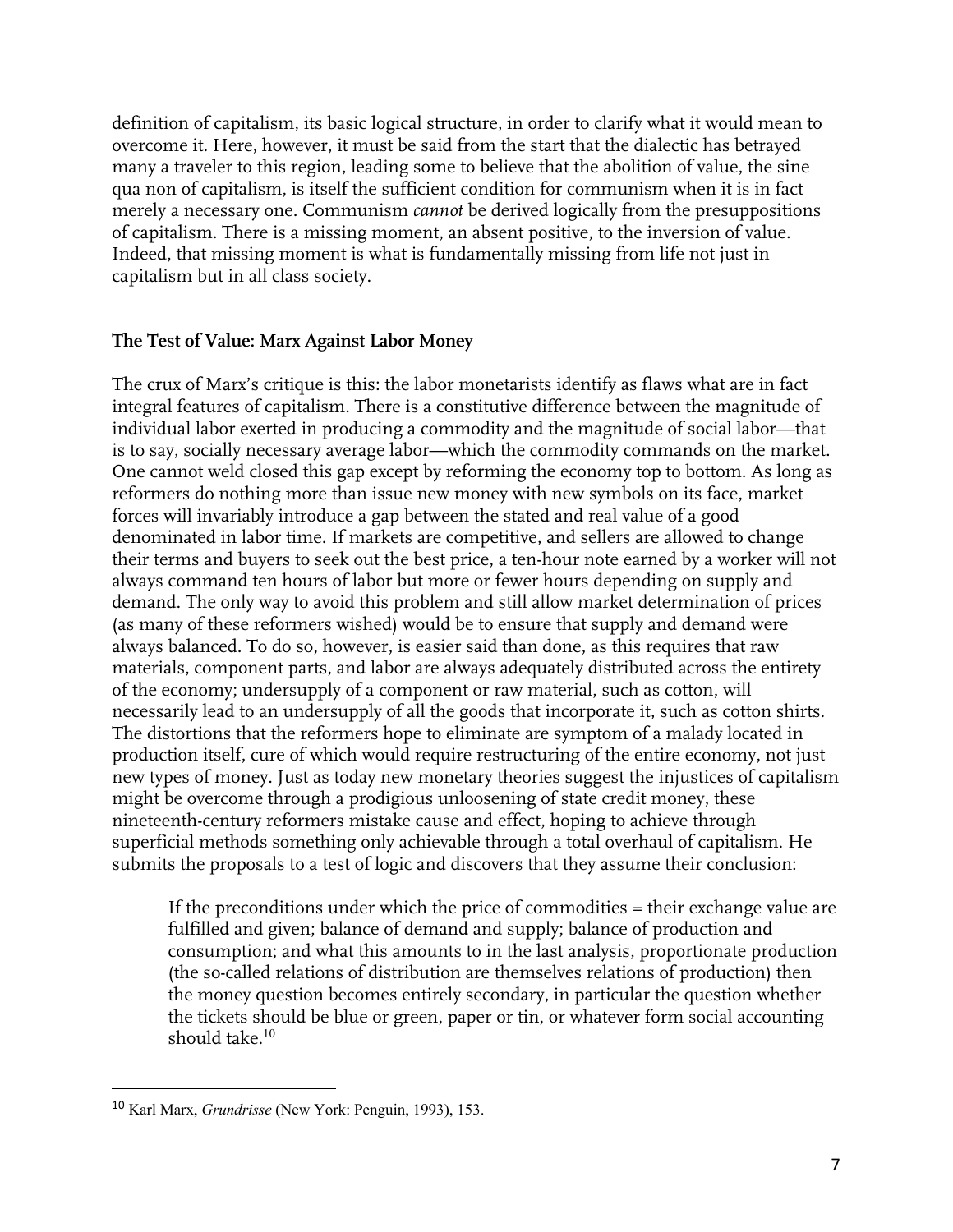definition of capitalism, its basic logical structure, in order to clarify what it would mean to overcome it. Here, however, it must be said from the start that the dialectic has betrayed many a traveler to this region, leading some to believe that the abolition of value, the sine qua non of capitalism, is itself the sufficient condition for communism when it is in fact merely a necessary one. Communism *cannot* be derived logically from the presuppositions of capitalism. There is a missing moment, an absent positive, to the inversion of value. Indeed, that missing moment is what is fundamentally missing from life not just in capitalism but in all class society.

**The Test of Value: Marx Against Labor Money**

The crux of Marx's critique is this: the labor monetarists identify as flaws what are in fact integral features of capitalism. There is a constitutive difference between the magnitude of individual labor exerted in producing a commodity and the magnitude of social labor—that is to say, socially necessary average labor—which the commodity commands on the market. One cannot weld closed this gap except by reforming the economy top to bottom. As long as reformers do nothing more than issue new money with new symbols on its face, market forces will invariably introduce a gap between the stated and real value of a good denominated in labor time. If markets are competitive, and sellers are allowed to change their terms and buyers to seek out the best price, a ten-hour note earned by a worker will not always command ten hours of labor but more or fewer hours depending on supply and demand. The only way to avoid this problem and still allow market determination of prices (as many of these reformers wished) would be to ensure that supply and demand were always balanced. To do so, however, is easier said than done, as this requires that raw materials, component parts, and labor are always adequately distributed across the entirety of the economy; undersupply of a component or raw material, such as cotton, will necessarily lead to an undersupply of all the goods that incorporate it, such as cotton shirts. The distortions that the reformers hope to eliminate are symptom of a malady located in production itself, cure of which would require restructuring of the entire economy, not just new types of money. Just as today new monetary theories suggest the injustices of capitalism might be overcome through a prodigious unloosening of state credit money, these nineteenth-century reformers mistake cause and effect, hoping to achieve through superficial methods something only achievable through a total overhaul of capitalism. He submits the proposals to a test of logic and discovers that they assume their conclusion:

> If the preconditions under which the price of commodities = their exchange value are fulfilled and given; balance of demand and supply; balance of production and consumption; and what this amounts to in the last analysis, proportionate production (the so-called relations of distribution are themselves relations of production) then the money question becomes entirely secondary, in particular the question whether the tickets should be blue or green, paper or tin, or whatever form social accounting should take.[10]

---

[10] Karl Marx, *Grundrisse* (New York: Penguin, 1993), 153.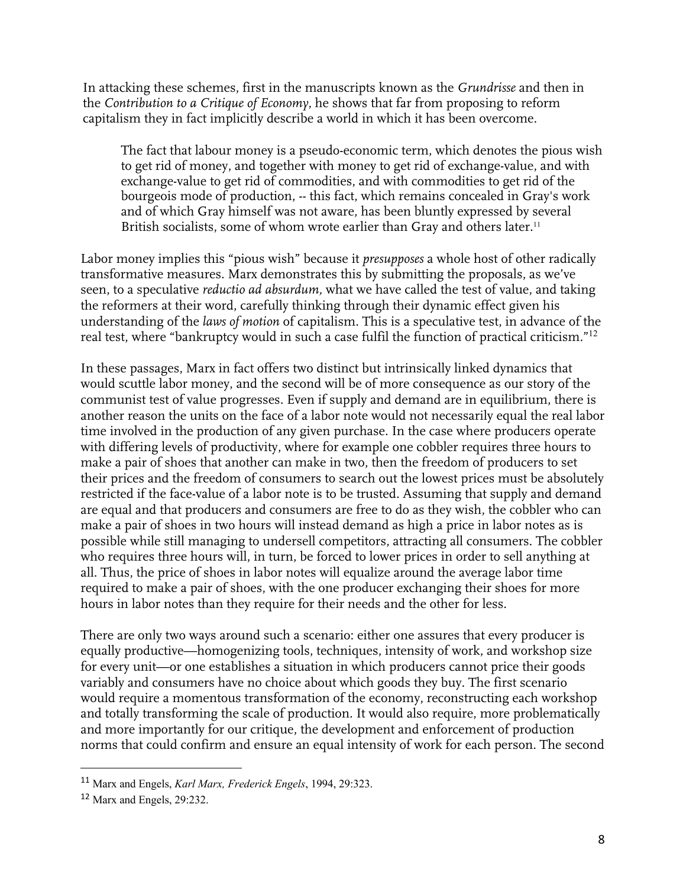In attacking these schemes, first in the manuscripts known as the *Grundrisse* and then in the *Contribution to a Critique of Economy*, he shows that far from proposing to reform capitalism they in fact implicitly describe a world in which it has been overcome.

> The fact that labour money is a pseudo-economic term, which denotes the pious wish to get rid of money, and together with money to get rid of exchange-value, and with exchange-value to get rid of commodities, and with commodities to get rid of the bourgeois mode of production, -- this fact, which remains concealed in Gray's work and of which Gray himself was not aware, has been bluntly expressed by several British socialists, some of whom wrote earlier than Gray and others later.[11]

Labor money implies this "pious wish" because it *presupposes* a whole host of other radically transformative measures. Marx demonstrates this by submitting the proposals, as we've seen, to a speculative *reductio ad absurdum,* what we have called the test of value, and taking the reformers at their word, carefully thinking through their dynamic effect given his understanding of the *laws of motion* of capitalism. This is a speculative test, in advance of the real test, where "bankruptcy would in such a case fulfil the function of practical criticism."[12]

In these passages, Marx in fact offers two distinct but intrinsically linked dynamics that would scuttle labor money, and the second will be of more consequence as our story of the communist test of value progresses. Even if supply and demand are in equilibrium, there is another reason the units on the face of a labor note would not necessarily equal the real labor time involved in the production of any given purchase. In the case where producers operate with differing levels of productivity, where for example one cobbler requires three hours to make a pair of shoes that another can make in two, then the freedom of producers to set their prices and the freedom of consumers to search out the lowest prices must be absolutely restricted if the face-value of a labor note is to be trusted. Assuming that supply and demand are equal and that producers and consumers are free to do as they wish, the cobbler who can make a pair of shoes in two hours will instead demand as high a price in labor notes as is possible while still managing to undersell competitors, attracting all consumers. The cobbler who requires three hours will, in turn, be forced to lower prices in order to sell anything at all. Thus, the price of shoes in labor notes will equalize around the average labor time required to make a pair of shoes, with the one producer exchanging their shoes for more hours in labor notes than they require for their needs and the other for less.

There are only two ways around such a scenario: either one assures that every producer is equally productive—homogenizing tools, techniques, intensity of work, and workshop size for every unit—or one establishes a situation in which producers cannot price their goods variably and consumers have no choice about which goods they buy. The first scenario would require a momentous transformation of the economy, reconstructing each workshop and totally transforming the scale of production. It would also require, more problematically and more importantly for our critique, the development and enforcement of production norms that could confirm and ensure an equal intensity of work for each person. The second

---

[11] Marx and Engels, *Karl Marx, Frederick Engels*, 1994, 29:323.

[12] Marx and Engels, 29:232.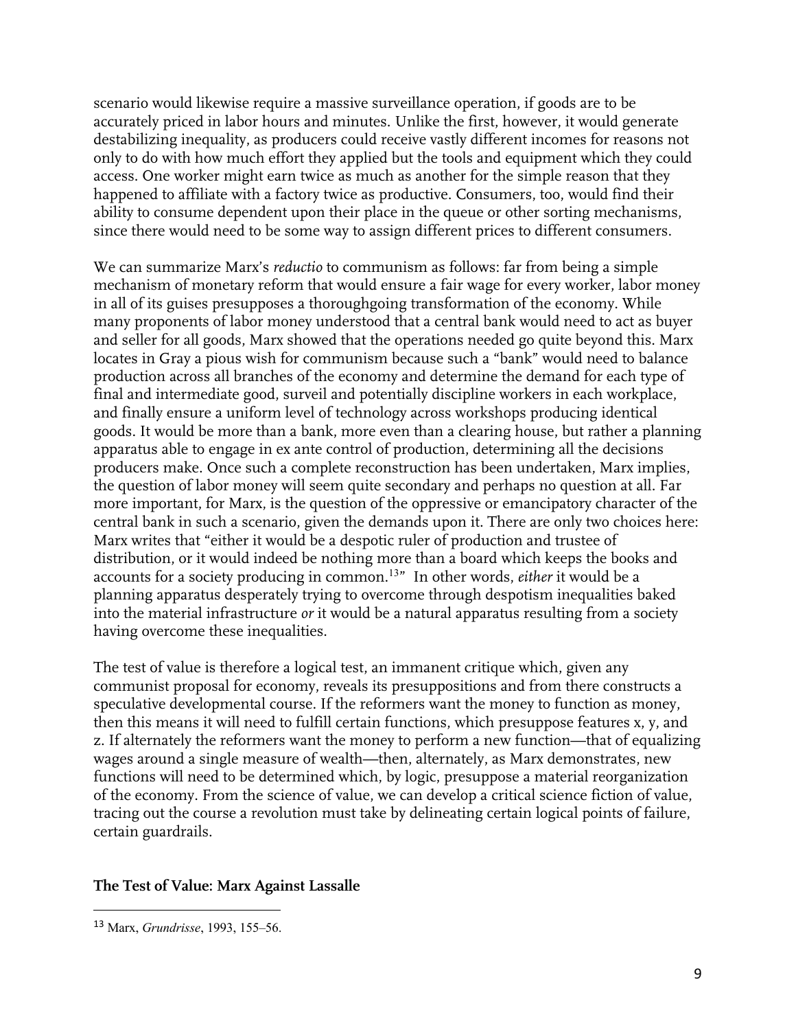scenario would likewise require a massive surveillance operation, if goods are to be accurately priced in labor hours and minutes. Unlike the first, however, it would generate destabilizing inequality, as producers could receive vastly different incomes for reasons not only to do with how much effort they applied but the tools and equipment which they could access. One worker might earn twice as much as another for the simple reason that they happened to affiliate with a factory twice as productive. Consumers, too, would find their ability to consume dependent upon their place in the queue or other sorting mechanisms, since there would need to be some way to assign different prices to different consumers.

We can summarize Marx's *reductio* to communism as follows: far from being a simple mechanism of monetary reform that would ensure a fair wage for every worker, labor money in all of its guises presupposes a thoroughgoing transformation of the economy. While many proponents of labor money understood that a central bank would need to act as buyer and seller for all goods, Marx showed that the operations needed go quite beyond this. Marx locates in Gray a pious wish for communism because such a "bank" would need to balance production across all branches of the economy and determine the demand for each type of final and intermediate good, surveil and potentially discipline workers in each workplace, and finally ensure a uniform level of technology across workshops producing identical goods. It would be more than a bank, more even than a clearing house, but rather a planning apparatus able to engage in ex ante control of production, determining all the decisions producers make. Once such a complete reconstruction has been undertaken, Marx implies, the question of labor money will seem quite secondary and perhaps no question at all. Far more important, for Marx, is the question of the oppressive or emancipatory character of the central bank in such a scenario, given the demands upon it. There are only two choices here: Marx writes that "either it would be a despotic ruler of production and trustee of distribution, or it would indeed be nothing more than a board which keeps the books and accounts for a society producing in common.[13]" In other words, *either* it would be a planning apparatus desperately trying to overcome through despotism inequalities baked into the material infrastructure *or* it would be a natural apparatus resulting from a society having overcome these inequalities.

The test of value is therefore a logical test, an immanent critique which, given any communist proposal for economy, reveals its presuppositions and from there constructs a speculative developmental course. If the reformers want the money to function as money, then this means it will need to fulfill certain functions, which presuppose features x, y, and z. If alternately the reformers want the money to perform a new function—that of equalizing wages around a single measure of wealth—then, alternately, as Marx demonstrates, new functions will need to be determined which, by logic, presuppose a material reorganization of the economy. From the science of value, we can develop a critical science fiction of value, tracing out the course a revolution must take by delineating certain logical points of failure, certain guardrails.

### The Test of Value: Marx Against Lassalle

[13] Marx, *Grundrisse*, 1993, 155–56.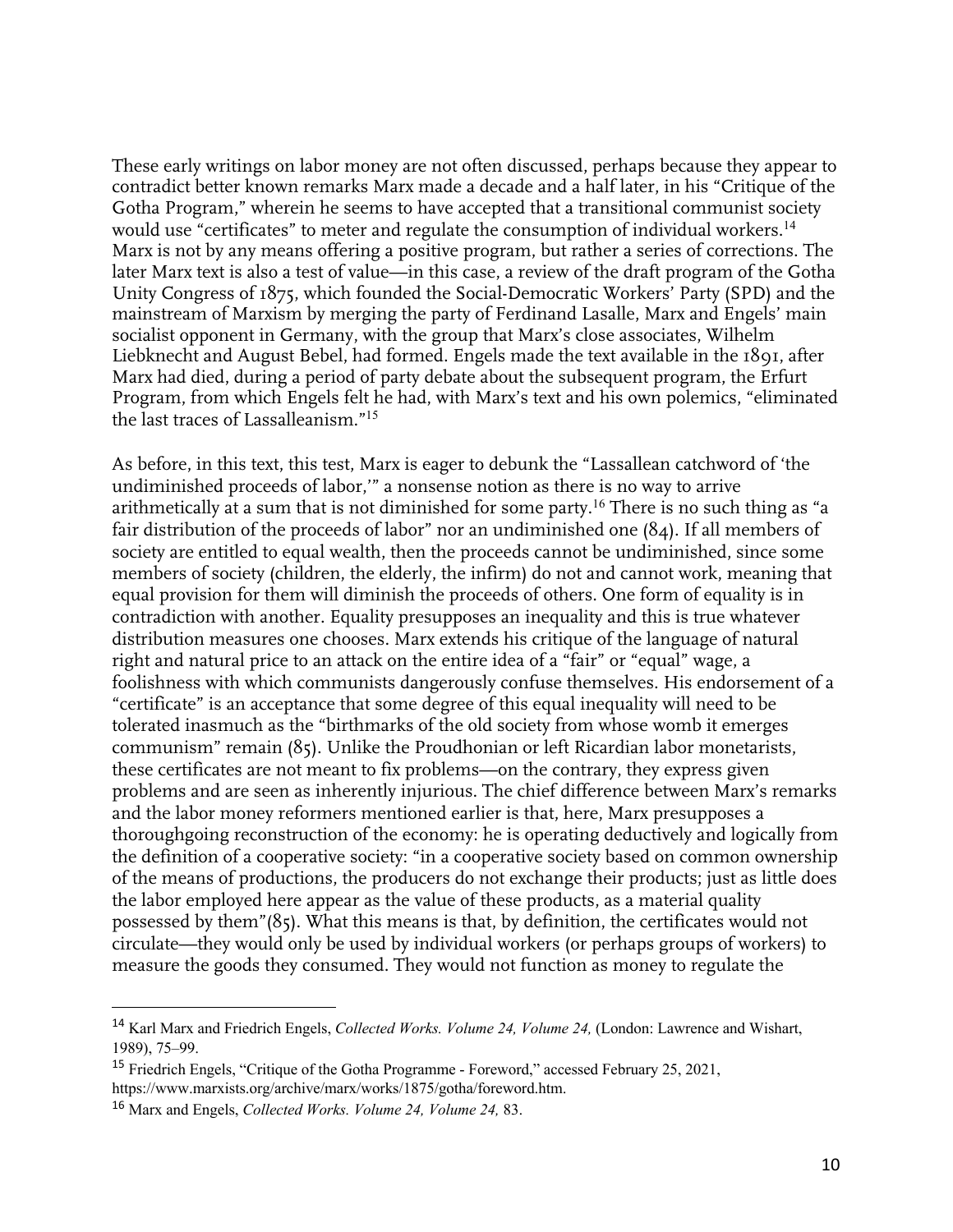These early writings on labor money are not often discussed, perhaps because they appear to contradict better known remarks Marx made a decade and a half later, in his "Critique of the Gotha Program," wherein he seems to have accepted that a transitional communist society would use "certificates" to meter and regulate the consumption of individual workers.[14] Marx is not by any means offering a positive program, but rather a series of corrections. The later Marx text is also a test of value—in this case, a review of the draft program of the Gotha Unity Congress of 1875, which founded the Social-Democratic Workers' Party (SPD) and the mainstream of Marxism by merging the party of Ferdinand Lasalle, Marx and Engels' main socialist opponent in Germany, with the group that Marx's close associates, Wilhelm Liebknecht and August Bebel, had formed. Engels made the text available in the 1891, after Marx had died, during a period of party debate about the subsequent program, the Erfurt Program, from which Engels felt he had, with Marx's text and his own polemics, "eliminated the last traces of Lassalleanism."[15]

As before, in this text, this test, Marx is eager to debunk the "Lassallean catchword of 'the undiminished proceeds of labor,'" a nonsense notion as there is no way to arrive arithmetically at a sum that is not diminished for some party.[16] There is no such thing as "a fair distribution of the proceeds of labor" nor an undiminished one (84). If all members of society are entitled to equal wealth, then the proceeds cannot be undiminished, since some members of society (children, the elderly, the infirm) do not and cannot work, meaning that equal provision for them will diminish the proceeds of others. One form of equality is in contradiction with another. Equality presupposes an inequality and this is true whatever distribution measures one chooses. Marx extends his critique of the language of natural right and natural price to an attack on the entire idea of a "fair" or "equal" wage, a foolishness with which communists dangerously confuse themselves. His endorsement of a "certificate" is an acceptance that some degree of this equal inequality will need to be tolerated inasmuch as the "birthmarks of the old society from whose womb it emerges communism" remain (85). Unlike the Proudhonian or left Ricardian labor monetarists, these certificates are not meant to fix problems—on the contrary, they express given problems and are seen as inherently injurious. The chief difference between Marx's remarks and the labor money reformers mentioned earlier is that, here, Marx presupposes a thoroughgoing reconstruction of the economy: he is operating deductively and logically from the definition of a cooperative society: "in a cooperative society based on common ownership of the means of productions, the producers do not exchange their products; just as little does the labor employed here appear as the value of these products, as a material quality possessed by them"(85). What this means is that, by definition, the certificates would not circulate—they would only be used by individual workers (or perhaps groups of workers) to measure the goods they consumed. They would not function as money to regulate the

---

[14] Karl Marx and Friedrich Engels, *Collected Works. Volume 24, Volume 24,* (London: Lawrence and Wishart, 1989), 75–99.

[15] Friedrich Engels, "Critique of the Gotha Programme - Foreword," accessed February 25, 2021, https://www.marxists.org/archive/marx/works/1875/gotha/foreword.htm.

[16] Marx and Engels, *Collected Works. Volume 24, Volume 24,* 83.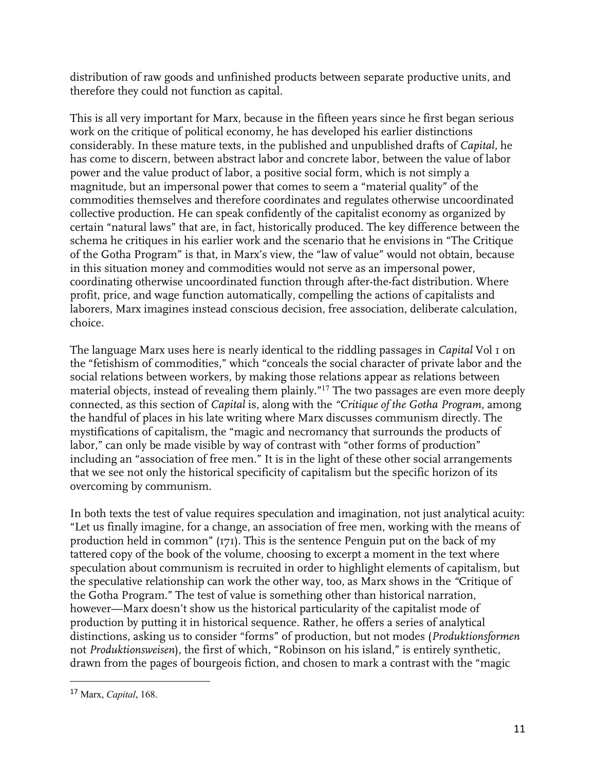distribution of raw goods and unfinished products between separate productive units, and therefore they could not function as capital.

This is all very important for Marx, because in the fifteen years since he first began serious work on the critique of political economy, he has developed his earlier distinctions considerably. In these mature texts, in the published and unpublished drafts of *Capital,* he has come to discern, between abstract labor and concrete labor, between the value of labor power and the value product of labor, a positive social form, which is not simply a magnitude, but an impersonal power that comes to seem a "material quality" of the commodities themselves and therefore coordinates and regulates otherwise uncoordinated collective production. He can speak confidently of the capitalist economy as organized by certain "natural laws" that are, in fact, historically produced. The key difference between the schema he critiques in his earlier work and the scenario that he envisions in "The Critique of the Gotha Program" is that, in Marx's view, the "law of value" would not obtain, because in this situation money and commodities would not serve as an impersonal power, coordinating otherwise uncoordinated function through after-the-fact distribution. Where profit, price, and wage function automatically, compelling the actions of capitalists and laborers, Marx imagines instead conscious decision, free association, deliberate calculation, choice.

The language Marx uses here is nearly identical to the riddling passages in *Capital* Vol 1 on the "fetishism of commodities," which "conceals the social character of private labor and the social relations between workers, by making those relations appear as relations between material objects, instead of revealing them plainly."[17] The two passages are even more deeply connected, as this section of *Capital* is, along with the *"Critique of the Gotha Program*, among the handful of places in his late writing where Marx discusses communism directly. The mystifications of capitalism, the "magic and necromancy that surrounds the products of labor," can only be made visible by way of contrast with "other forms of production" including an "association of free men." It is in the light of these other social arrangements that we see not only the historical specificity of capitalism but the specific horizon of its overcoming by communism.

In both texts the test of value requires speculation and imagination, not just analytical acuity: "Let us finally imagine, for a change, an association of free men, working with the means of production held in common" (171). This is the sentence Penguin put on the back of my tattered copy of the book of the volume, choosing to excerpt a moment in the text where speculation about communism is recruited in order to highlight elements of capitalism, but the speculative relationship can work the other way, too, as Marx shows in the *"*Critique of the Gotha Program." The test of value is something other than historical narration, however—Marx doesn't show us the historical particularity of the capitalist mode of production by putting it in historical sequence. Rather, he offers a series of analytical distinctions, asking us to consider "forms" of production, but not modes (*Produktionsformen* not *Produktionsweisen*), the first of which, "Robinson on his island," is entirely synthetic, drawn from the pages of bourgeois fiction, and chosen to mark a contrast with the "magic

[17] Marx, *Capital*, 168.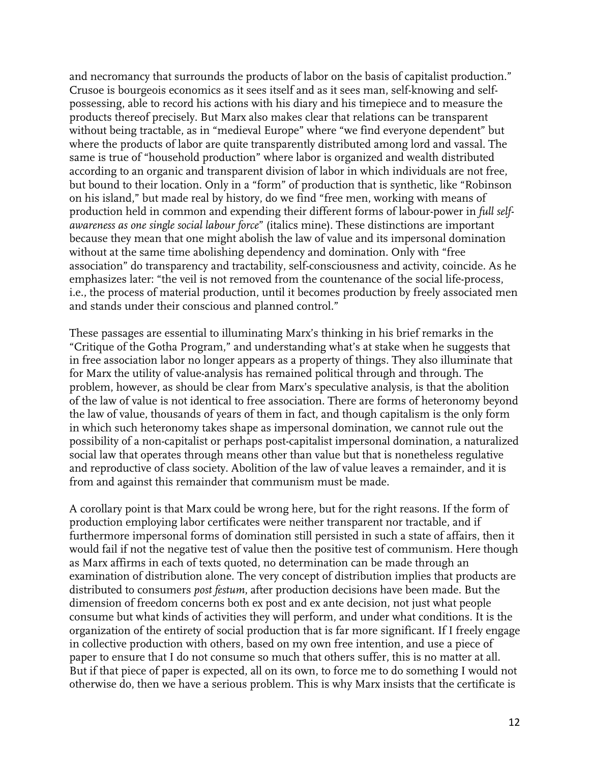and necromancy that surrounds the products of labor on the basis of capitalist production." Crusoe is bourgeois economics as it sees itself and as it sees man, self-knowing and self-possessing, able to record his actions with his diary and his timepiece and to measure the products thereof precisely. But Marx also makes clear that relations can be transparent without being tractable, as in "medieval Europe" where "we find everyone dependent" but where the products of labor are quite transparently distributed among lord and vassal. The same is true of "household production" where labor is organized and wealth distributed according to an organic and transparent division of labor in which individuals are not free, but bound to their location. Only in a "form" of production that is synthetic, like "Robinson on his island," but made real by history, do we find "free men, working with means of production held in common and expending their different forms of labour-power in *full self-awareness as one single social labour force*" (italics mine). These distinctions are important because they mean that one might abolish the law of value and its impersonal domination without at the same time abolishing dependency and domination. Only with "free association" do transparency and tractability, self-consciousness and activity, coincide. As he emphasizes later: "the veil is not removed from the countenance of the social life-process, i.e., the process of material production, until it becomes production by freely associated men and stands under their conscious and planned control."

These passages are essential to illuminating Marx's thinking in his brief remarks in the "Critique of the Gotha Program," and understanding what's at stake when he suggests that in free association labor no longer appears as a property of things. They also illuminate that for Marx the utility of value-analysis has remained political through and through. The problem, however, as should be clear from Marx's speculative analysis, is that the abolition of the law of value is not identical to free association. There are forms of heteronomy beyond the law of value, thousands of years of them in fact, and though capitalism is the only form in which such heteronomy takes shape as impersonal domination, we cannot rule out the possibility of a non-capitalist or perhaps post-capitalist impersonal domination, a naturalized social law that operates through means other than value but that is nonetheless regulative and reproductive of class society. Abolition of the law of value leaves a remainder, and it is from and against this remainder that communism must be made.

A corollary point is that Marx could be wrong here, but for the right reasons. If the form of production employing labor certificates were neither transparent nor tractable, and if furthermore impersonal forms of domination still persisted in such a state of affairs, then it would fail if not the negative test of value then the positive test of communism. Here though as Marx affirms in each of texts quoted, no determination can be made through an examination of distribution alone. The very concept of distribution implies that products are distributed to consumers *post festum*, after production decisions have been made. But the dimension of freedom concerns both ex post and ex ante decision, not just what people consume but what kinds of activities they will perform, and under what conditions. It is the organization of the entirety of social production that is far more significant. If I freely engage in collective production with others, based on my own free intention, and use a piece of paper to ensure that I do not consume so much that others suffer, this is no matter at all. But if that piece of paper is expected, all on its own, to force me to do something I would not otherwise do, then we have a serious problem. This is why Marx insists that the certificate is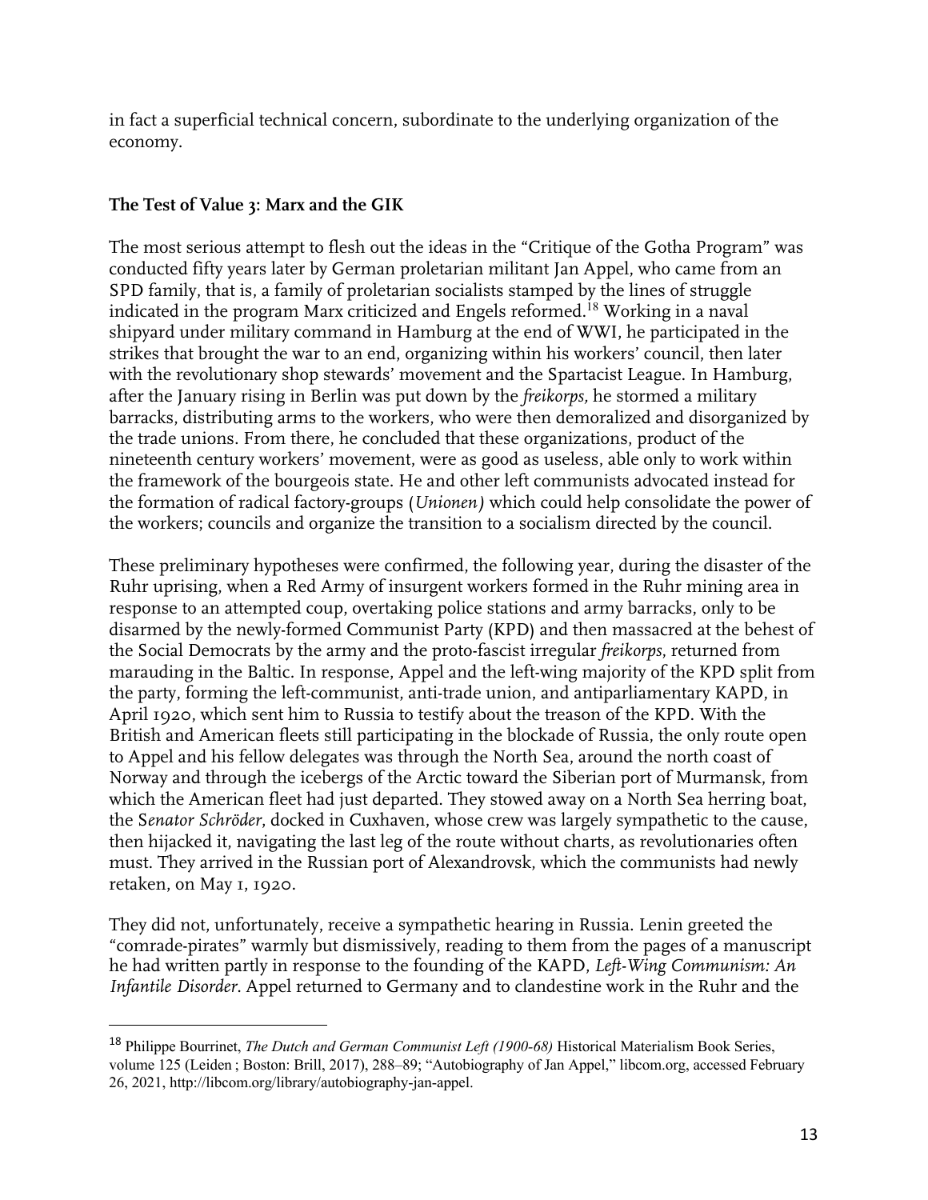in fact a superficial technical concern, subordinate to the underlying organization of the economy.

### The Test of Value 3: Marx and the GIK

The most serious attempt to flesh out the ideas in the "Critique of the Gotha Program" was conducted fifty years later by German proletarian militant Jan Appel, who came from an SPD family, that is, a family of proletarian socialists stamped by the lines of struggle indicated in the program Marx criticized and Engels reformed.[18] Working in a naval shipyard under military command in Hamburg at the end of WWI, he participated in the strikes that brought the war to an end, organizing within his workers' council, then later with the revolutionary shop stewards' movement and the Spartacist League. In Hamburg, after the January rising in Berlin was put down by the *freikorps*, he stormed a military barracks, distributing arms to the workers, who were then demoralized and disorganized by the trade unions. From there, he concluded that these organizations, product of the nineteenth century workers' movement, were as good as useless, able only to work within the framework of the bourgeois state. He and other left communists advocated instead for the formation of radical factory-groups (*Unionen)* which could help consolidate the power of the workers; councils and organize the transition to a socialism directed by the council.

These preliminary hypotheses were confirmed, the following year, during the disaster of the Ruhr uprising, when a Red Army of insurgent workers formed in the Ruhr mining area in response to an attempted coup, overtaking police stations and army barracks, only to be disarmed by the newly-formed Communist Party (KPD) and then massacred at the behest of the Social Democrats by the army and the proto-fascist irregular *freikorps*, returned from marauding in the Baltic. In response, Appel and the left-wing majority of the KPD split from the party, forming the left-communist, anti-trade union, and antiparliamentary KAPD, in April 1920, which sent him to Russia to testify about the treason of the KPD. With the British and American fleets still participating in the blockade of Russia, the only route open to Appel and his fellow delegates was through the North Sea, around the north coast of Norway and through the icebergs of the Arctic toward the Siberian port of Murmansk, from which the American fleet had just departed. They stowed away on a North Sea herring boat, the S*enator Schröder*, docked in Cuxhaven, whose crew was largely sympathetic to the cause, then hijacked it, navigating the last leg of the route without charts, as revolutionaries often must. They arrived in the Russian port of Alexandrovsk, which the communists had newly retaken, on May 1, 1920.

They did not, unfortunately, receive a sympathetic hearing in Russia. Lenin greeted the "comrade-pirates" warmly but dismissively, reading to them from the pages of a manuscript he had written partly in response to the founding of the KAPD, *Left-Wing Communism: An Infantile Disorder*. Appel returned to Germany and to clandestine work in the Ruhr and the

---

[18] Philippe Bourrinet, *The Dutch and German Communist Left (1900-68)* Historical Materialism Book Series, volume 125 (Leiden ; Boston: Brill, 2017), 288–89; "Autobiography of Jan Appel," libcom.org, accessed February 26, 2021, http://libcom.org/library/autobiography-jan-appel.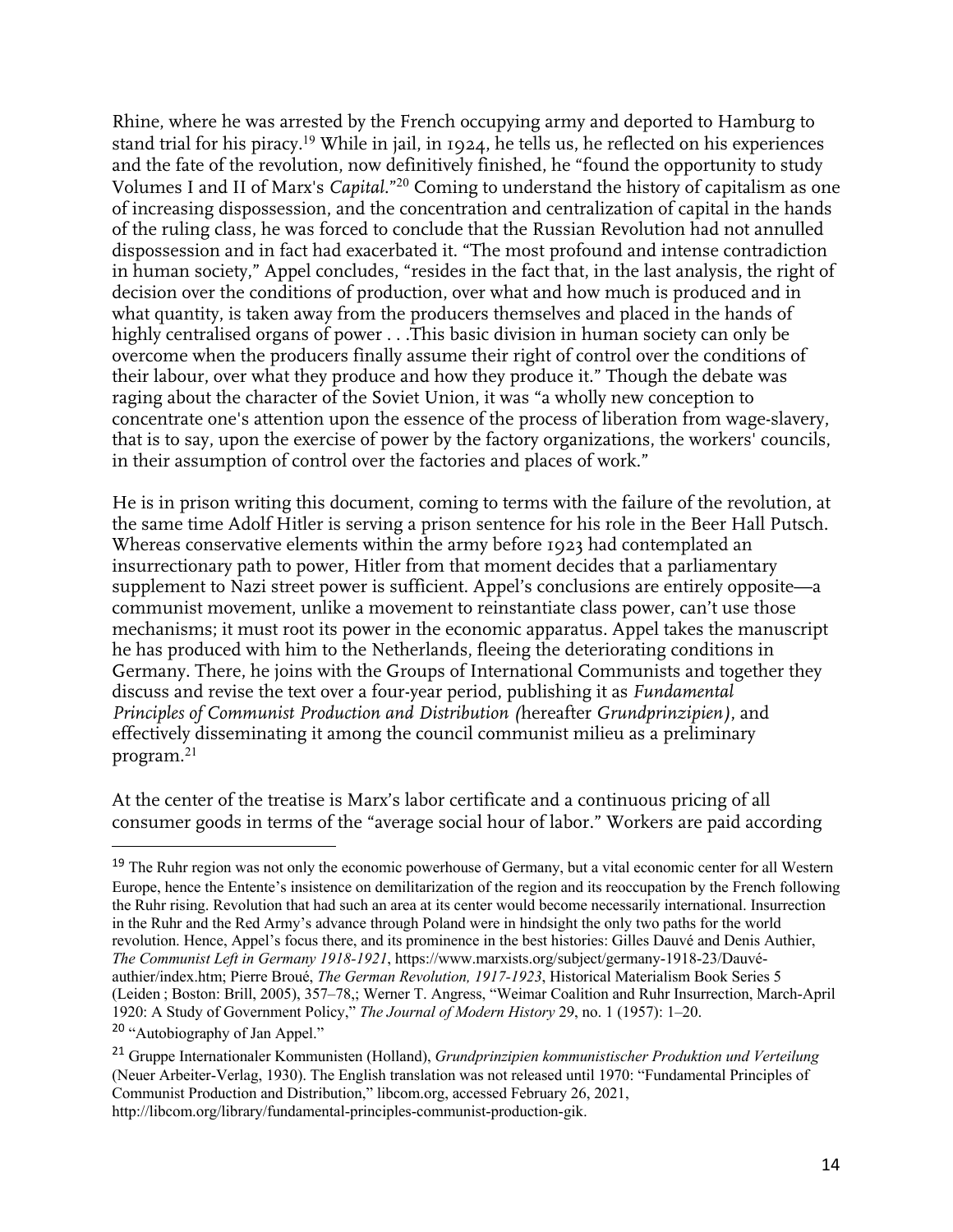Rhine, where he was arrested by the French occupying army and deported to Hamburg to stand trial for his piracy.[19] While in jail, in 1924, he tells us, he reflected on his experiences and the fate of the revolution, now definitively finished, he "found the opportunity to study Volumes I and II of Marx's *Capital*."[20] Coming to understand the history of capitalism as one of increasing dispossession, and the concentration and centralization of capital in the hands of the ruling class, he was forced to conclude that the Russian Revolution had not annulled dispossession and in fact had exacerbated it. "The most profound and intense contradiction in human society," Appel concludes, "resides in the fact that, in the last analysis, the right of decision over the conditions of production, over what and how much is produced and in what quantity, is taken away from the producers themselves and placed in the hands of highly centralised organs of power . . .This basic division in human society can only be overcome when the producers finally assume their right of control over the conditions of their labour, over what they produce and how they produce it." Though the debate was raging about the character of the Soviet Union, it was "a wholly new conception to concentrate one's attention upon the essence of the process of liberation from wage-slavery, that is to say, upon the exercise of power by the factory organizations, the workers' councils, in their assumption of control over the factories and places of work."

He is in prison writing this document, coming to terms with the failure of the revolution, at the same time Adolf Hitler is serving a prison sentence for his role in the Beer Hall Putsch. Whereas conservative elements within the army before 1923 had contemplated an insurrectionary path to power, Hitler from that moment decides that a parliamentary supplement to Nazi street power is sufficient. Appel's conclusions are entirely opposite—a communist movement, unlike a movement to reinstantiate class power, can't use those mechanisms; it must root its power in the economic apparatus. Appel takes the manuscript he has produced with him to the Netherlands, fleeing the deteriorating conditions in Germany. There, he joins with the Groups of International Communists and together they discuss and revise the text over a four-year period, publishing it as *Fundamental Principles of Communist Production and Distribution (*hereafter *Grundprinzipien)*, and effectively disseminating it among the council communist milieu as a preliminary program.[21]

At the center of the treatise is Marx's labor certificate and a continuous pricing of all consumer goods in terms of the "average social hour of labor." Workers are paid according

---

[19] The Ruhr region was not only the economic powerhouse of Germany, but a vital economic center for all Western Europe, hence the Entente's insistence on demilitarization of the region and its reoccupation by the French following the Ruhr rising. Revolution that had such an area at its center would become necessarily international. Insurrection in the Ruhr and the Red Army's advance through Poland were in hindsight the only two paths for the world revolution. Hence, Appel's focus there, and its prominence in the best histories: Gilles Dauvé and Denis Authier, *The Communist Left in Germany 1918-1921*, https://www.marxists.org/subject/germany-1918-23/Dauvé-authier/index.htm; Pierre Broué, *The German Revolution, 1917-1923*, Historical Materialism Book Series 5 (Leiden ; Boston: Brill, 2005), 357–78,; Werner T. Angress, "Weimar Coalition and Ruhr Insurrection, March-April 1920: A Study of Government Policy," *The Journal of Modern History* 29, no. 1 (1957): 1–20.

[20] "Autobiography of Jan Appel."

[21] Gruppe Internationaler Kommunisten (Holland), *Grundprinzipien kommunistischer Produktion und Verteilung* (Neuer Arbeiter-Verlag, 1930). The English translation was not released until 1970: "Fundamental Principles of Communist Production and Distribution," libcom.org, accessed February 26, 2021, http://libcom.org/library/fundamental-principles-communist-production-gik.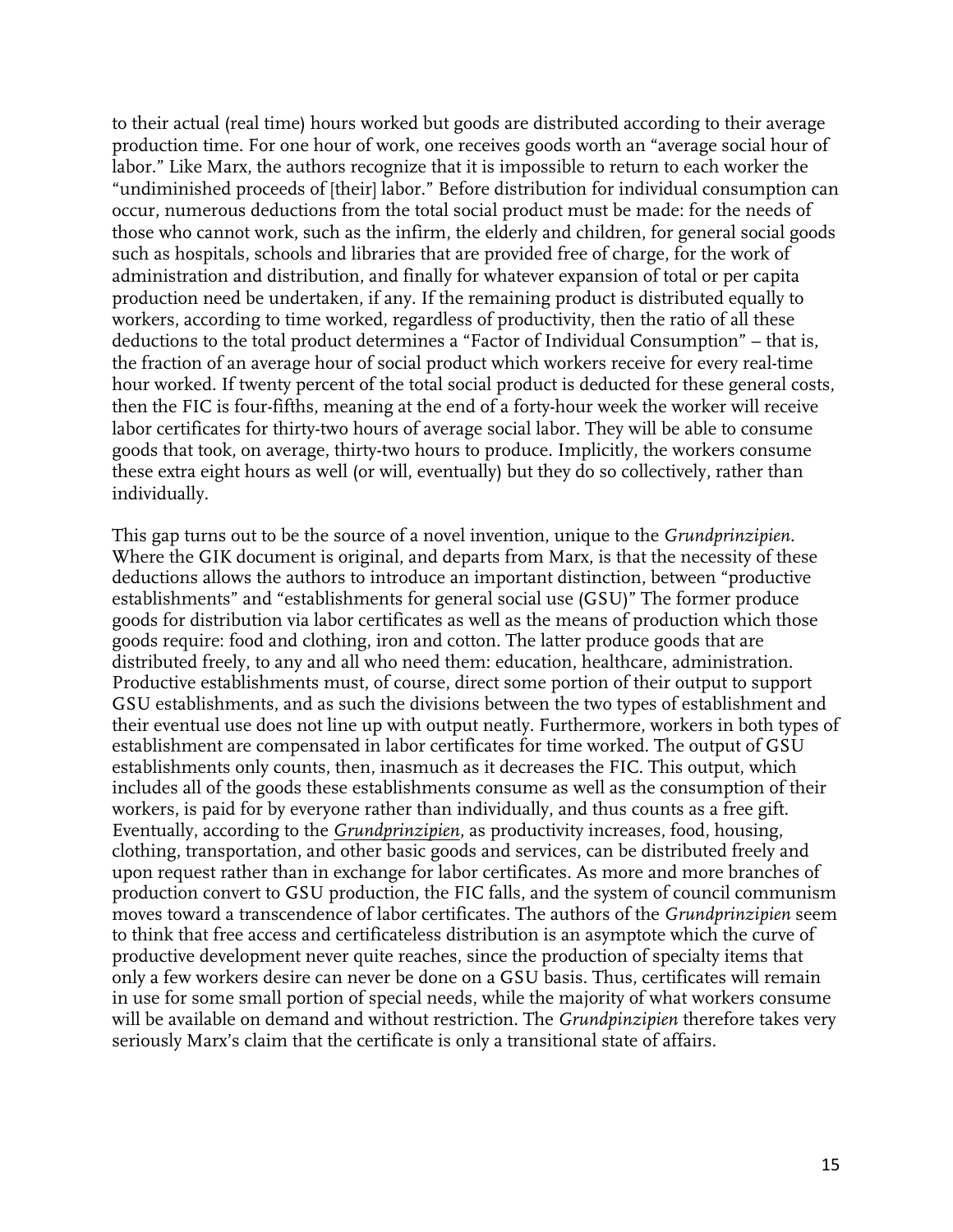to their actual (real time) hours worked but goods are distributed according to their average production time. For one hour of work, one receives goods worth an "average social hour of labor." Like Marx, the authors recognize that it is impossible to return to each worker the "undiminished proceeds of [their] labor." Before distribution for individual consumption can occur, numerous deductions from the total social product must be made: for the needs of those who cannot work, such as the infirm, the elderly and children, for general social goods such as hospitals, schools and libraries that are provided free of charge, for the work of administration and distribution, and finally for whatever expansion of total or per capita production need be undertaken, if any. If the remaining product is distributed equally to workers, according to time worked, regardless of productivity, then the ratio of all these deductions to the total product determines a "Factor of Individual Consumption" – that is, the fraction of an average hour of social product which workers receive for every real-time hour worked. If twenty percent of the total social product is deducted for these general costs, then the FIC is four-fifths, meaning at the end of a forty-hour week the worker will receive labor certificates for thirty-two hours of average social labor. They will be able to consume goods that took, on average, thirty-two hours to produce. Implicitly, the workers consume these extra eight hours as well (or will, eventually) but they do so collectively, rather than individually.

This gap turns out to be the source of a novel invention, unique to the *Grundprinzipien*. Where the GIK document is original, and departs from Marx, is that the necessity of these deductions allows the authors to introduce an important distinction, between "productive establishments" and "establishments for general social use (GSU)" The former produce goods for distribution via labor certificates as well as the means of production which those goods require: food and clothing, iron and cotton. The latter produce goods that are distributed freely, to any and all who need them: education, healthcare, administration. Productive establishments must, of course, direct some portion of their output to support GSU establishments, and as such the divisions between the two types of establishment and their eventual use does not line up with output neatly. Furthermore, workers in both types of establishment are compensated in labor certificates for time worked. The output of GSU establishments only counts, then, inasmuch as it decreases the FIC. This output, which includes all of the goods these establishments consume as well as the consumption of their workers, is paid for by everyone rather than individually, and thus counts as a free gift. Eventually, according to the *Grundprinzipien*, as productivity increases, food, housing, clothing, transportation, and other basic goods and services, can be distributed freely and upon request rather than in exchange for labor certificates. As more and more branches of production convert to GSU production, the FIC falls, and the system of council communism moves toward a transcendence of labor certificates. The authors of the *Grundprinzipien* seem to think that free access and certificateless distribution is an asymptote which the curve of productive development never quite reaches, since the production of specialty items that only a few workers desire can never be done on a GSU basis. Thus, certificates will remain in use for some small portion of special needs, while the majority of what workers consume will be available on demand and without restriction. The *Grundpinzipien* therefore takes very seriously Marx's claim that the certificate is only a transitional state of affairs.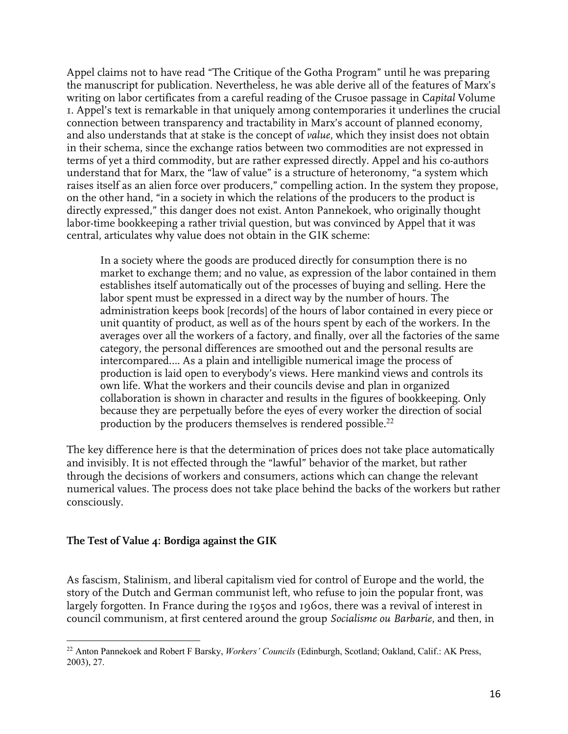Appel claims not to have read "The Critique of the Gotha Program" until he was preparing the manuscript for publication. Nevertheless, he was able derive all of the features of Marx's writing on labor certificates from a careful reading of the Crusoe passage in *Capital* Volume 1. Appel's text is remarkable in that uniquely among contemporaries it underlines the crucial connection between transparency and tractability in Marx's account of planned economy, and also understands that at stake is the concept of *value*, which they insist does not obtain in their schema, since the exchange ratios between two commodities are not expressed in terms of yet a third commodity, but are rather expressed directly. Appel and his co-authors understand that for Marx, the "law of value" is a structure of heteronomy, "a system which raises itself as an alien force over producers," compelling action. In the system they propose, on the other hand, "in a society in which the relations of the producers to the product is directly expressed," this danger does not exist. Anton Pannekoek, who originally thought labor-time bookkeeping a rather trivial question, but was convinced by Appel that it was central, articulates why value does not obtain in the GIK scheme:

> In a society where the goods are produced directly for consumption there is no market to exchange them; and no value, as expression of the labor contained in them establishes itself automatically out of the processes of buying and selling. Here the labor spent must be expressed in a direct way by the number of hours. The administration keeps book [records] of the hours of labor contained in every piece or unit quantity of product, as well as of the hours spent by each of the workers. In the averages over all the workers of a factory, and finally, over all the factories of the same category, the personal differences are smoothed out and the personal results are intercompared.... As a plain and intelligible numerical image the process of production is laid open to everybody's views. Here mankind views and controls its own life. What the workers and their councils devise and plan in organized collaboration is shown in character and results in the figures of bookkeeping. Only because they are perpetually before the eyes of every worker the direction of social production by the producers themselves is rendered possible.[22]

The key difference here is that the determination of prices does not take place automatically and invisibly. It is not effected through the "lawful" behavior of the market, but rather through the decisions of workers and consumers, actions which can change the relevant numerical values. The process does not take place behind the backs of the workers but rather consciously.

### The Test of Value 4: Bordiga against the GIK

As fascism, Stalinism, and liberal capitalism vied for control of Europe and the world, the story of the Dutch and German communist left, who refuse to join the popular front, was largely forgotten. In France during the 1950s and 1960s, there was a revival of interest in council communism, at first centered around the group *Socialisme ou Barbarie*, and then, in

---

[22] Anton Pannekoek and Robert F Barsky, *Workers' Councils* (Edinburgh, Scotland; Oakland, Calif.: AK Press, 2003), 27.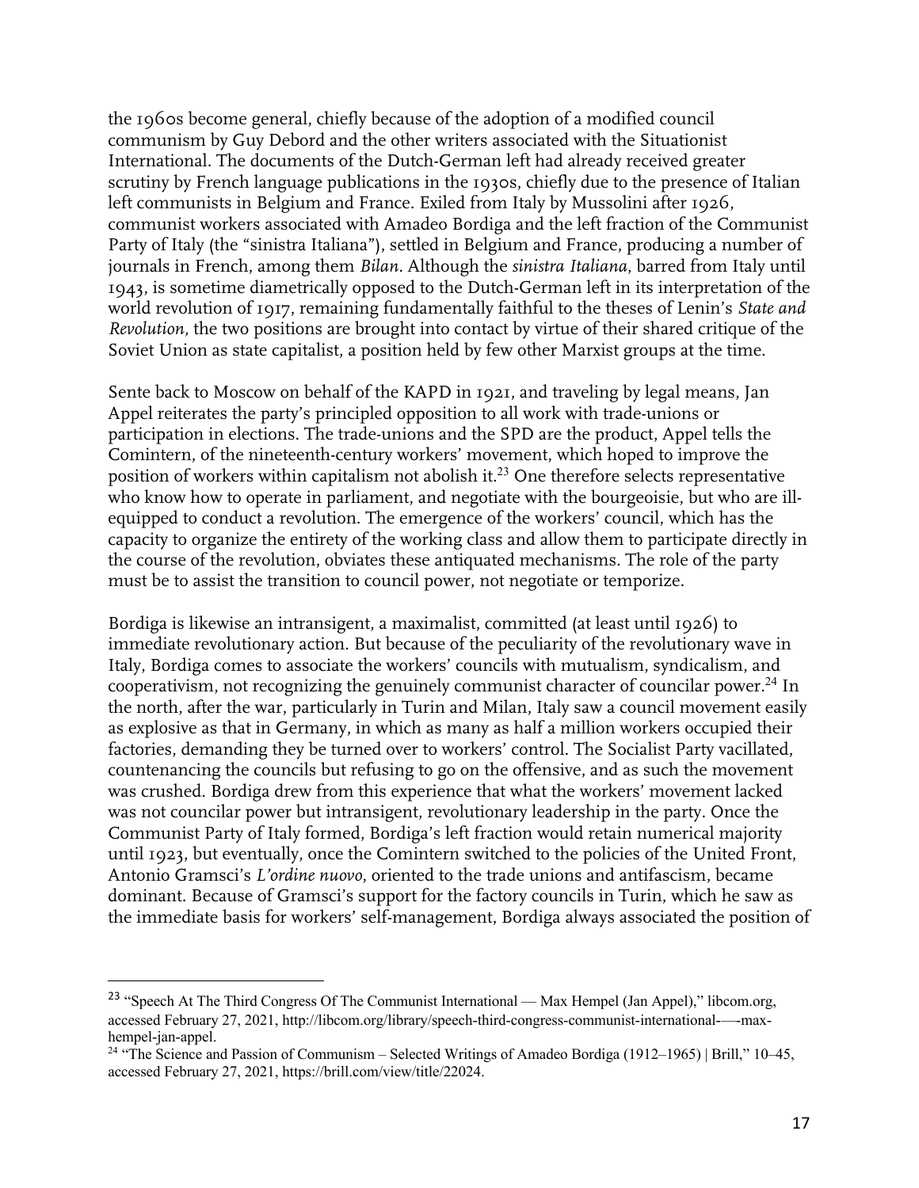the 1960s become general, chiefly because of the adoption of a modified council communism by Guy Debord and the other writers associated with the Situationist International. The documents of the Dutch-German left had already received greater scrutiny by French language publications in the 1930s, chiefly due to the presence of Italian left communists in Belgium and France. Exiled from Italy by Mussolini after 1926, communist workers associated with Amadeo Bordiga and the left fraction of the Communist Party of Italy (the "sinistra Italiana"), settled in Belgium and France, producing a number of journals in French, among them *Bilan*. Although the *sinistra Italiana*, barred from Italy until 1943, is sometime diametrically opposed to the Dutch-German left in its interpretation of the world revolution of 1917, remaining fundamentally faithful to the theses of Lenin's *State and Revolution*, the two positions are brought into contact by virtue of their shared critique of the Soviet Union as state capitalist, a position held by few other Marxist groups at the time.

Sente back to Moscow on behalf of the KAPD in 1921, and traveling by legal means, Jan Appel reiterates the party's principled opposition to all work with trade-unions or participation in elections. The trade-unions and the SPD are the product, Appel tells the Comintern, of the nineteenth-century workers' movement, which hoped to improve the position of workers within capitalism not abolish it.[23] One therefore selects representative who know how to operate in parliament, and negotiate with the bourgeoisie, but who are ill-equipped to conduct a revolution. The emergence of the workers' council, which has the capacity to organize the entirety of the working class and allow them to participate directly in the course of the revolution, obviates these antiquated mechanisms. The role of the party must be to assist the transition to council power, not negotiate or temporize.

Bordiga is likewise an intransigent, a maximalist, committed (at least until 1926) to immediate revolutionary action. But because of the peculiarity of the revolutionary wave in Italy, Bordiga comes to associate the workers' councils with mutualism, syndicalism, and cooperativism, not recognizing the genuinely communist character of councilar power.[24] In the north, after the war, particularly in Turin and Milan, Italy saw a council movement easily as explosive as that in Germany, in which as many as half a million workers occupied their factories, demanding they be turned over to workers' control. The Socialist Party vacillated, countenancing the councils but refusing to go on the offensive, and as such the movement was crushed. Bordiga drew from this experience that what the workers' movement lacked was not councilar power but intransigent, revolutionary leadership in the party. Once the Communist Party of Italy formed, Bordiga's left fraction would retain numerical majority until 1923, but eventually, once the Comintern switched to the policies of the United Front, Antonio Gramsci's *L'ordine nuovo*, oriented to the trade unions and antifascism, became dominant. Because of Gramsci's support for the factory councils in Turin, which he saw as the immediate basis for workers' self-management, Bordiga always associated the position of

---

[23] "Speech At The Third Congress Of The Communist International — Max Hempel (Jan Appel)," libcom.org, accessed February 27, 2021, http://libcom.org/library/speech-third-congress-communist-international-—-max-hempel-jan-appel.

[24] "The Science and Passion of Communism – Selected Writings of Amadeo Bordiga (1912–1965) | Brill," 10–45, accessed February 27, 2021, https://brill.com/view/title/22024.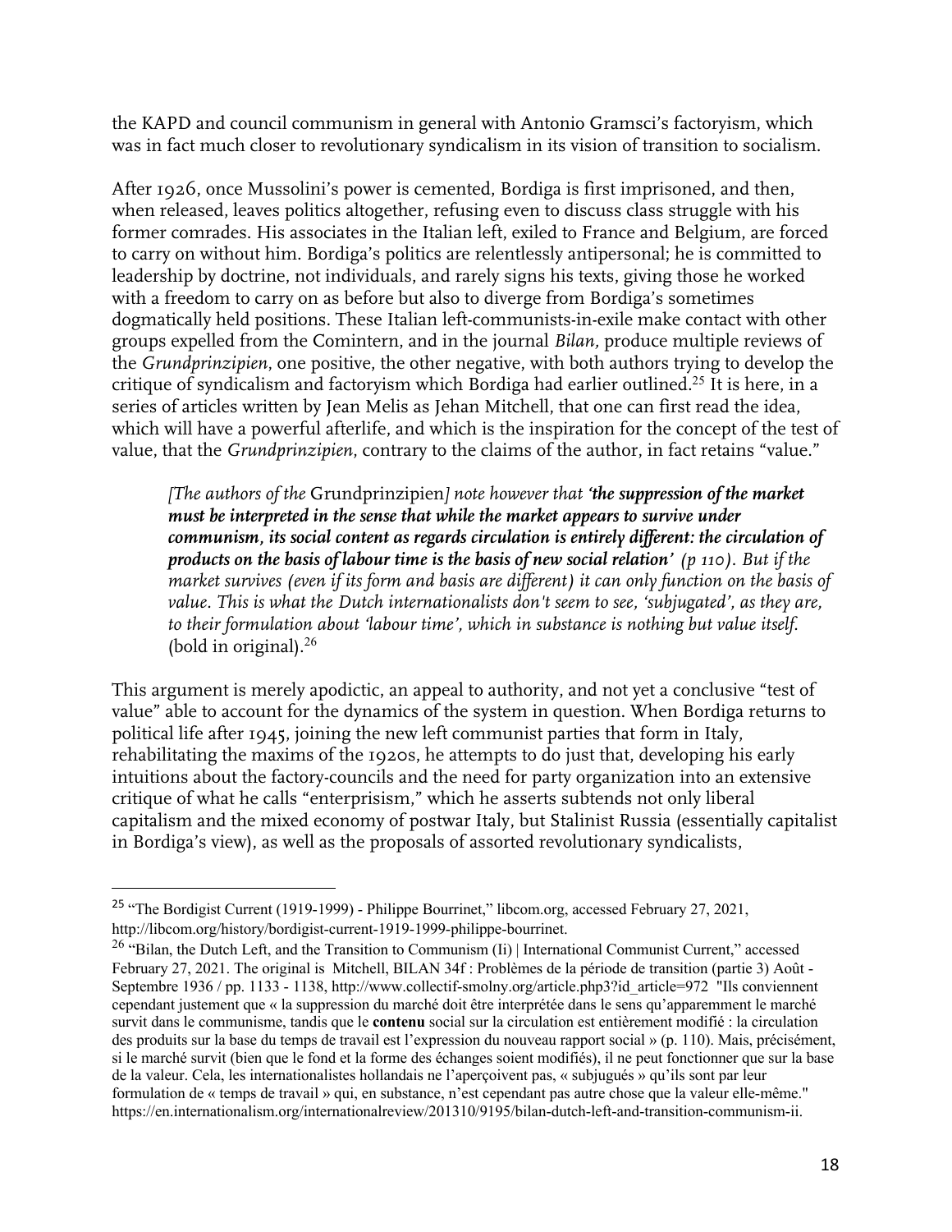the KAPD and council communism in general with Antonio Gramsci's factoryism, which was in fact much closer to revolutionary syndicalism in its vision of transition to socialism.

After 1926, once Mussolini's power is cemented, Bordiga is first imprisoned, and then, when released, leaves politics altogether, refusing even to discuss class struggle with his former comrades. His associates in the Italian left, exiled to France and Belgium, are forced to carry on without him. Bordiga's politics are relentlessly antipersonal; he is committed to leadership by doctrine, not individuals, and rarely signs his texts, giving those he worked with a freedom to carry on as before but also to diverge from Bordiga's sometimes dogmatically held positions. These Italian left-communists-in-exile make contact with other groups expelled from the Comintern, and in the journal *Bilan*, produce multiple reviews of the *Grundprinzipien*, one positive, the other negative, with both authors trying to develop the critique of syndicalism and factoryism which Bordiga had earlier outlined.[25] It is here, in a series of articles written by Jean Melis as Jehan Mitchell, that one can first read the idea, which will have a powerful afterlife, and which is the inspiration for the concept of the test of value, that the *Grundprinzipien*, contrary to the claims of the author, in fact retains "value."

> *[The authors of the* Grundprinzipien*] note however that* ***'the suppression of the market must be interpreted in the sense that while the market appears to survive under communism, its social content as regards circulation is entirely different: the circulation of products on the basis of labour time is the basis of new social relation'*** *(p 110). But if the market survives (even if its form and basis are different) it can only function on the basis of value. This is what the Dutch internationalists don't seem to see, 'subjugated', as they are, to their formulation about 'labour time', which in substance is nothing but value itself.* (bold in original).[26]

This argument is merely apodictic, an appeal to authority, and not yet a conclusive "test of value" able to account for the dynamics of the system in question. When Bordiga returns to political life after 1945, joining the new left communist parties that form in Italy, rehabilitating the maxims of the 1920s, he attempts to do just that, developing his early intuitions about the factory-councils and the need for party organization into an extensive critique of what he calls "enterprisism," which he asserts subtends not only liberal capitalism and the mixed economy of postwar Italy, but Stalinist Russia (essentially capitalist in Bordiga's view), as well as the proposals of assorted revolutionary syndicalists,

---

[25] "The Bordigist Current (1919-1999) - Philippe Bourrinet," libcom.org, accessed February 27, 2021, http://libcom.org/history/bordigist-current-1919-1999-philippe-bourrinet.

[26] "Bilan, the Dutch Left, and the Transition to Communism (Ii) | International Communist Current," accessed February 27, 2021. The original is Mitchell, BILAN 34f : Problèmes de la période de transition (partie 3) Août - Septembre 1936 / pp. 1133 - 1138, http://www.collectif-smolny.org/article.php3?id_article=972 "Ils conviennent cependant justement que « la suppression du marché doit être interprétée dans le sens qu'apparemment le marché survit dans le communisme, tandis que le **contenu** social sur la circulation est entièrement modifié : la circulation des produits sur la base du temps de travail est l'expression du nouveau rapport social » (p. 110). Mais, précisément, si le marché survit (bien que le fond et la forme des échanges soient modifiés), il ne peut fonctionner que sur la base de la valeur. Cela, les internationalistes hollandais ne l'aperçoivent pas, « subjugués » qu'ils sont par leur formulation de « temps de travail » qui, en substance, n'est cependant pas autre chose que la valeur elle-même." https://en.internationalism.org/internationalreview/201310/9195/bilan-dutch-left-and-transition-communism-ii.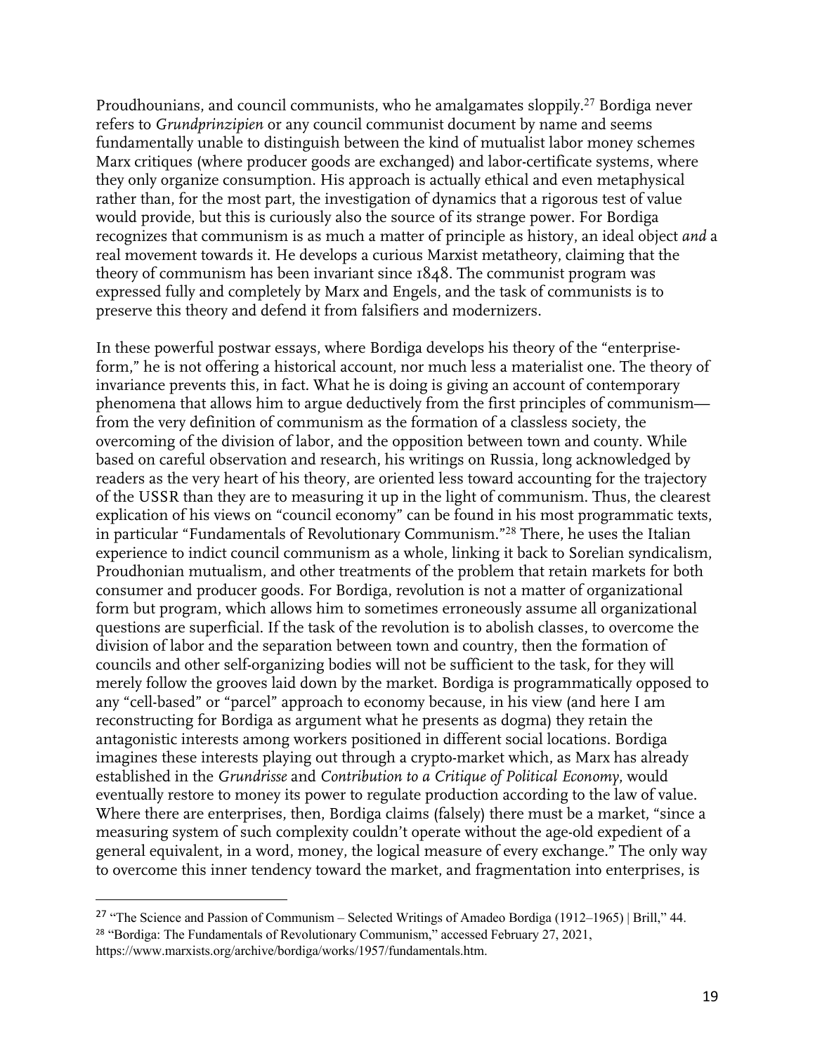Proudhounians, and council communists, who he amalgamates sloppily.[27] Bordiga never refers to *Grundprinzipien* or any council communist document by name and seems fundamentally unable to distinguish between the kind of mutualist labor money schemes Marx critiques (where producer goods are exchanged) and labor-certificate systems, where they only organize consumption. His approach is actually ethical and even metaphysical rather than, for the most part, the investigation of dynamics that a rigorous test of value would provide, but this is curiously also the source of its strange power. For Bordiga recognizes that communism is as much a matter of principle as history, an ideal object *and* a real movement towards it. He develops a curious Marxist metatheory, claiming that the theory of communism has been invariant since 1848. The communist program was expressed fully and completely by Marx and Engels, and the task of communists is to preserve this theory and defend it from falsifiers and modernizers.

In these powerful postwar essays, where Bordiga develops his theory of the "enterprise-form," he is not offering a historical account, nor much less a materialist one. The theory of invariance prevents this, in fact. What he is doing is giving an account of contemporary phenomena that allows him to argue deductively from the first principles of communism—from the very definition of communism as the formation of a classless society, the overcoming of the division of labor, and the opposition between town and county. While based on careful observation and research, his writings on Russia, long acknowledged by readers as the very heart of his theory, are oriented less toward accounting for the trajectory of the USSR than they are to measuring it up in the light of communism. Thus, the clearest explication of his views on "council economy" can be found in his most programmatic texts, in particular "Fundamentals of Revolutionary Communism."[28] There, he uses the Italian experience to indict council communism as a whole, linking it back to Sorelian syndicalism, Proudhonian mutualism, and other treatments of the problem that retain markets for both consumer and producer goods. For Bordiga, revolution is not a matter of organizational form but program, which allows him to sometimes erroneously assume all organizational questions are superficial. If the task of the revolution is to abolish classes, to overcome the division of labor and the separation between town and country, then the formation of councils and other self-organizing bodies will not be sufficient to the task, for they will merely follow the grooves laid down by the market. Bordiga is programmatically opposed to any "cell-based" or "parcel" approach to economy because, in his view (and here I am reconstructing for Bordiga as argument what he presents as dogma) they retain the antagonistic interests among workers positioned in different social locations. Bordiga imagines these interests playing out through a crypto-market which, as Marx has already established in the *Grundrisse* and *Contribution to a Critique of Political Economy*, would eventually restore to money its power to regulate production according to the law of value. Where there are enterprises, then, Bordiga claims (falsely) there must be a market, "since a measuring system of such complexity couldn't operate without the age-old expedient of a general equivalent, in a word, money, the logical measure of every exchange." The only way to overcome this inner tendency toward the market, and fragmentation into enterprises, is

---

[27] "The Science and Passion of Communism – Selected Writings of Amadeo Bordiga (1912–1965) | Brill," 44.

[28] "Bordiga: The Fundamentals of Revolutionary Communism," accessed February 27, 2021, https://www.marxists.org/archive/bordiga/works/1957/fundamentals.htm.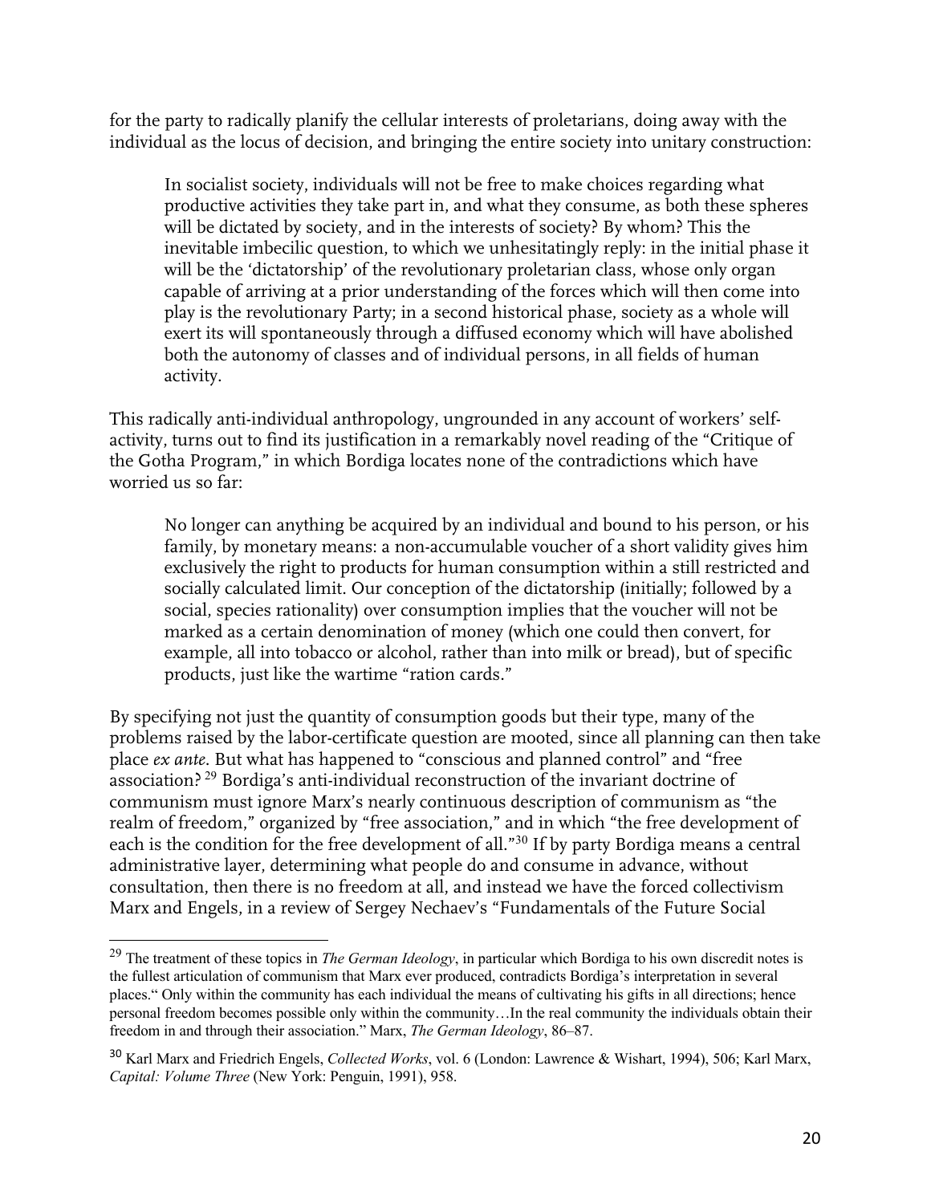for the party to radically planify the cellular interests of proletarians, doing away with the individual as the locus of decision, and bringing the entire society into unitary construction:

> In socialist society, individuals will not be free to make choices regarding what productive activities they take part in, and what they consume, as both these spheres will be dictated by society, and in the interests of society? By whom? This the inevitable imbecilic question, to which we unhesitatingly reply: in the initial phase it will be the 'dictatorship' of the revolutionary proletarian class, whose only organ capable of arriving at a prior understanding of the forces which will then come into play is the revolutionary Party; in a second historical phase, society as a whole will exert its will spontaneously through a diffused economy which will have abolished both the autonomy of classes and of individual persons, in all fields of human activity.

This radically anti-individual anthropology, ungrounded in any account of workers' self-activity, turns out to find its justification in a remarkably novel reading of the "Critique of the Gotha Program," in which Bordiga locates none of the contradictions which have worried us so far:

> No longer can anything be acquired by an individual and bound to his person, or his family, by monetary means: a non-accumulable voucher of a short validity gives him exclusively the right to products for human consumption within a still restricted and socially calculated limit. Our conception of the dictatorship (initially; followed by a social, species rationality) over consumption implies that the voucher will not be marked as a certain denomination of money (which one could then convert, for example, all into tobacco or alcohol, rather than into milk or bread), but of specific products, just like the wartime "ration cards."

By specifying not just the quantity of consumption goods but their type, many of the problems raised by the labor-certificate question are mooted, since all planning can then take place *ex ante*. But what has happened to "conscious and planned control" and "free association?[29] Bordiga's anti-individual reconstruction of the invariant doctrine of communism must ignore Marx's nearly continuous description of communism as "the realm of freedom," organized by "free association," and in which "the free development of each is the condition for the free development of all."[30] If by party Bordiga means a central administrative layer, determining what people do and consume in advance, without consultation, then there is no freedom at all, and instead we have the forced collectivism Marx and Engels, in a review of Sergey Nechaev's "Fundamentals of the Future Social

---

[29] The treatment of these topics in *The German Ideology*, in particular which Bordiga to his own discredit notes is the fullest articulation of communism that Marx ever produced, contradicts Bordiga's interpretation in several places." Only within the community has each individual the means of cultivating his gifts in all directions; hence personal freedom becomes possible only within the community…In the real community the individuals obtain their freedom in and through their association." Marx, *The German Ideology*, 86–87.

[30] Karl Marx and Friedrich Engels, *Collected Works*, vol. 6 (London: Lawrence & Wishart, 1994), 506; Karl Marx, *Capital: Volume Three* (New York: Penguin, 1991), 958.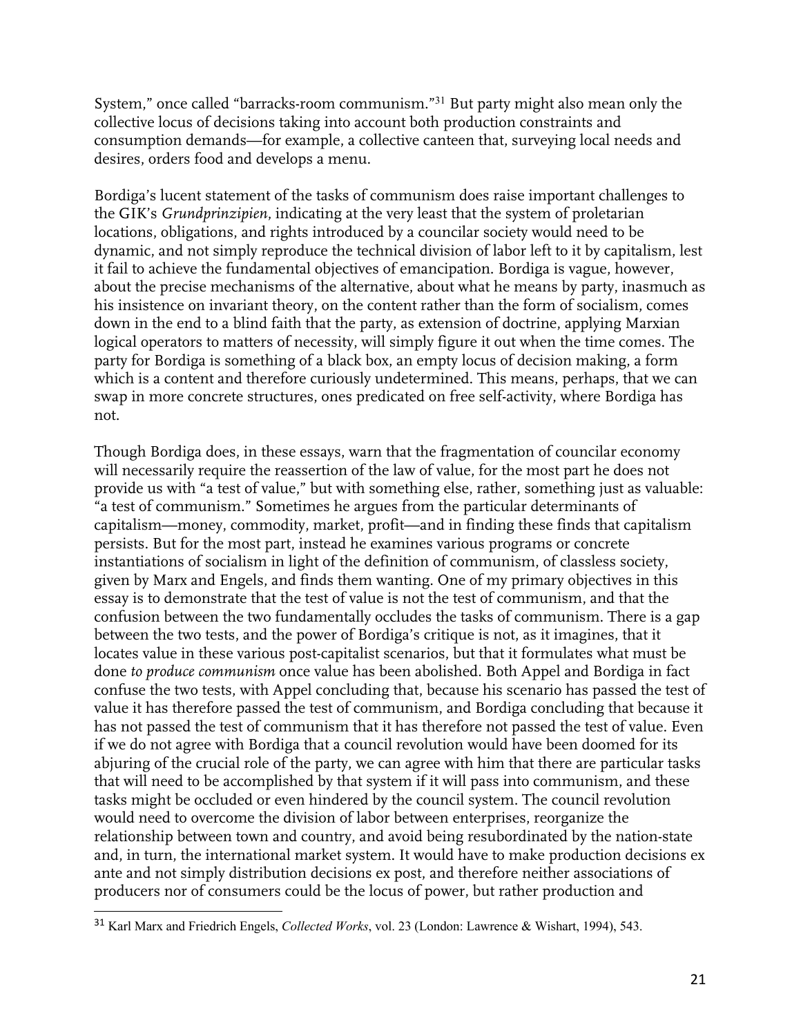System," once called "barracks-room communism."[31] But party might also mean only the collective locus of decisions taking into account both production constraints and consumption demands—for example, a collective canteen that, surveying local needs and desires, orders food and develops a menu.

Bordiga's lucent statement of the tasks of communism does raise important challenges to the GIK's *Grundprinzipien*, indicating at the very least that the system of proletarian locations, obligations, and rights introduced by a councilar society would need to be dynamic, and not simply reproduce the technical division of labor left to it by capitalism, lest it fail to achieve the fundamental objectives of emancipation. Bordiga is vague, however, about the precise mechanisms of the alternative, about what he means by party, inasmuch as his insistence on invariant theory, on the content rather than the form of socialism, comes down in the end to a blind faith that the party, as extension of doctrine, applying Marxian logical operators to matters of necessity, will simply figure it out when the time comes. The party for Bordiga is something of a black box, an empty locus of decision making, a form which is a content and therefore curiously undetermined. This means, perhaps, that we can swap in more concrete structures, ones predicated on free self-activity, where Bordiga has not.

Though Bordiga does, in these essays, warn that the fragmentation of councilar economy will necessarily require the reassertion of the law of value, for the most part he does not provide us with "a test of value," but with something else, rather, something just as valuable: "a test of communism." Sometimes he argues from the particular determinants of capitalism—money, commodity, market, profit—and in finding these finds that capitalism persists. But for the most part, instead he examines various programs or concrete instantiations of socialism in light of the definition of communism, of classless society, given by Marx and Engels, and finds them wanting. One of my primary objectives in this essay is to demonstrate that the test of value is not the test of communism, and that the confusion between the two fundamentally occludes the tasks of communism. There is a gap between the two tests, and the power of Bordiga's critique is not, as it imagines, that it locates value in these various post-capitalist scenarios, but that it formulates what must be done *to produce communism* once value has been abolished. Both Appel and Bordiga in fact confuse the two tests, with Appel concluding that, because his scenario has passed the test of value it has therefore passed the test of communism, and Bordiga concluding that because it has not passed the test of communism that it has therefore not passed the test of value. Even if we do not agree with Bordiga that a council revolution would have been doomed for its abjuring of the crucial role of the party, we can agree with him that there are particular tasks that will need to be accomplished by that system if it will pass into communism, and these tasks might be occluded or even hindered by the council system. The council revolution would need to overcome the division of labor between enterprises, reorganize the relationship between town and country, and avoid being resubordinated by the nation-state and, in turn, the international market system. It would have to make production decisions ex ante and not simply distribution decisions ex post, and therefore neither associations of producers nor of consumers could be the locus of power, but rather production and

[31] Karl Marx and Friedrich Engels, *Collected Works*, vol. 23 (London: Lawrence & Wishart, 1994), 543.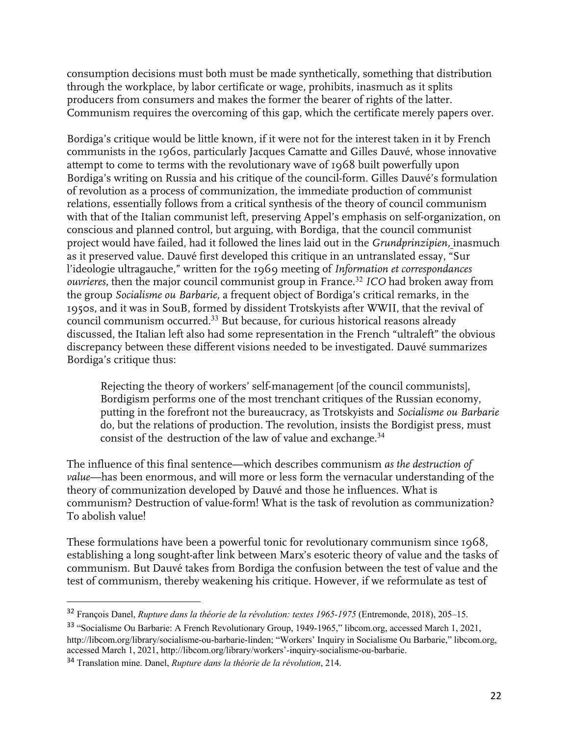consumption decisions must both must be made synthetically, something that distribution through the workplace, by labor certificate or wage, prohibits, inasmuch as it splits producers from consumers and makes the former the bearer of rights of the latter. Communism requires the overcoming of this gap, which the certificate merely papers over.

Bordiga's critique would be little known, if it were not for the interest taken in it by French communists in the 1960s, particularly Jacques Camatte and Gilles Dauvé, whose innovative attempt to come to terms with the revolutionary wave of 1968 built powerfully upon Bordiga's writing on Russia and his critique of the council-form. Gilles Dauvé's formulation of revolution as a process of communization, the immediate production of communist relations, essentially follows from a critical synthesis of the theory of council communism with that of the Italian communist left, preserving Appel's emphasis on self-organization, on conscious and planned control, but arguing, with Bordiga, that the council communist project would have failed, had it followed the lines laid out in the *Grundprinzipien,* inasmuch as it preserved value. Dauvé first developed this critique in an untranslated essay, "Sur l'ideologie ultragauche," written for the 1969 meeting of *Information et correspondances ouvrieres*, then the major council communist group in France.[32] *ICO* had broken away from the group *Socialisme ou Barbarie,* a frequent object of Bordiga's critical remarks, in the 1950s, and it was in SouB, formed by dissident Trotskyists after WWII, that the revival of council communism occurred.[33] But because, for curious historical reasons already discussed, the Italian left also had some representation in the French "ultraleft" the obvious discrepancy between these different visions needed to be investigated. Dauvé summarizes Bordiga's critique thus:

> Rejecting the theory of workers' self-management [of the council communists], Bordigism performs one of the most trenchant critiques of the Russian economy, putting in the forefront not the bureaucracy, as Trotskyists and *Socialisme ou Barbarie* do, but the relations of production. The revolution, insists the Bordigist press, must consist of the destruction of the law of value and exchange.[34]

The influence of this final sentence—which describes communism *as the destruction of value*—has been enormous, and will more or less form the vernacular understanding of the theory of communization developed by Dauvé and those he influences. What is communism? Destruction of value-form! What is the task of revolution as communization? To abolish value!

These formulations have been a powerful tonic for revolutionary communism since 1968, establishing a long sought-after link between Marx's esoteric theory of value and the tasks of communism. But Dauvé takes from Bordiga the confusion between the test of value and the test of communism, thereby weakening his critique. However, if we reformulate as test of

---

[32] François Danel, *Rupture dans la théorie de la révolution: textes 1965-1975* (Entremonde, 2018), 205–15.

[33] "Socialisme Ou Barbarie: A French Revolutionary Group, 1949-1965," libcom.org, accessed March 1, 2021, http://libcom.org/library/socialisme-ou-barbarie-linden; "Workers' Inquiry in Socialisme Ou Barbarie," libcom.org, accessed March 1, 2021, http://libcom.org/library/workers'-inquiry-socialisme-ou-barbarie.

[34] Translation mine. Danel, *Rupture dans la théorie de la révolution*, 214.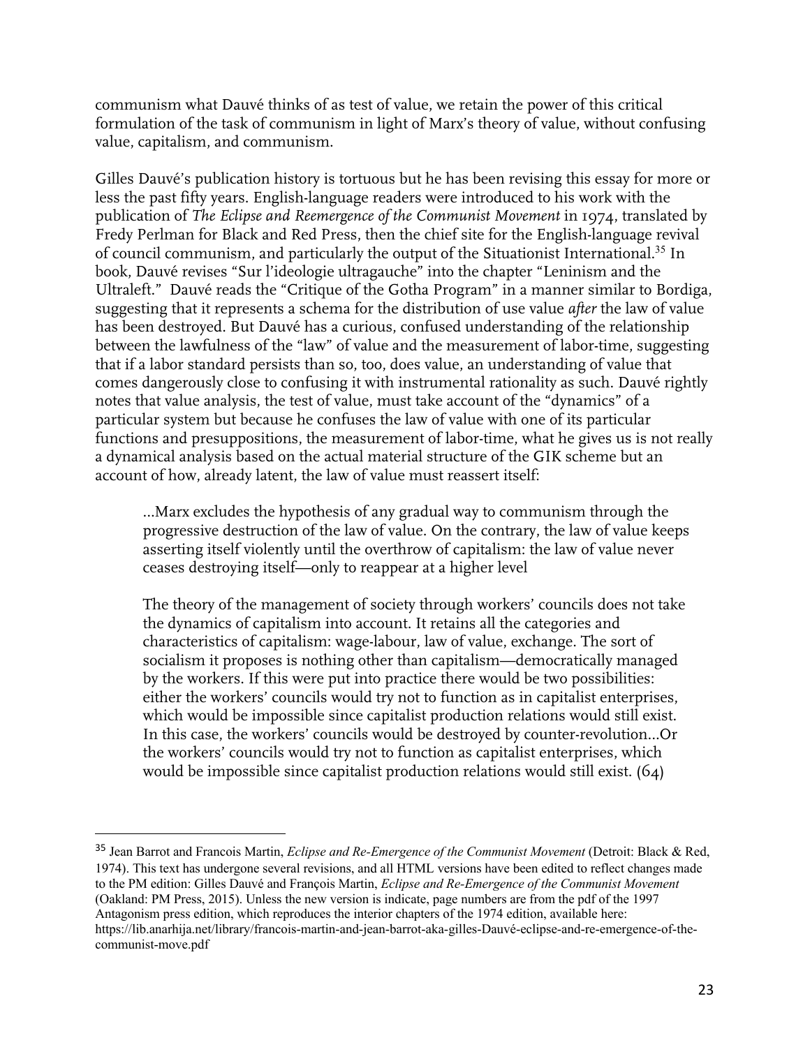communism what Dauvé thinks of as test of value, we retain the power of this critical formulation of the task of communism in light of Marx's theory of value, without confusing value, capitalism, and communism.

Gilles Dauvé's publication history is tortuous but he has been revising this essay for more or less the past fifty years. English-language readers were introduced to his work with the publication of *The Eclipse and Reemergence of the Communist Movement* in 1974, translated by Fredy Perlman for Black and Red Press, then the chief site for the English-language revival of council communism, and particularly the output of the Situationist International.[35] In book, Dauvé revises "Sur l'ideologie ultragauche" into the chapter "Leninism and the Ultraleft." Dauvé reads the "Critique of the Gotha Program" in a manner similar to Bordiga, suggesting that it represents a schema for the distribution of use value *after* the law of value has been destroyed. But Dauvé has a curious, confused understanding of the relationship between the lawfulness of the "law" of value and the measurement of labor-time, suggesting that if a labor standard persists than so, too, does value, an understanding of value that comes dangerously close to confusing it with instrumental rationality as such. Dauvé rightly notes that value analysis, the test of value, must take account of the "dynamics" of a particular system but because he confuses the law of value with one of its particular functions and presuppositions, the measurement of labor-time, what he gives us is not really a dynamical analysis based on the actual material structure of the GIK scheme but an account of how, already latent, the law of value must reassert itself:

> ...Marx excludes the hypothesis of any gradual way to communism through the progressive destruction of the law of value. On the contrary, the law of value keeps asserting itself violently until the overthrow of capitalism: the law of value never ceases destroying itself—only to reappear at a higher level
>
> The theory of the management of society through workers' councils does not take the dynamics of capitalism into account. It retains all the categories and characteristics of capitalism: wage-labour, law of value, exchange. The sort of socialism it proposes is nothing other than capitalism—democratically managed by the workers. If this were put into practice there would be two possibilities: either the workers' councils would try not to function as in capitalist enterprises, which would be impossible since capitalist production relations would still exist. In this case, the workers' councils would be destroyed by counter-revolution...Or the workers' councils would try not to function as capitalist enterprises, which would be impossible since capitalist production relations would still exist. (64)

---

[35] Jean Barrot and Francois Martin, *Eclipse and Re-Emergence of the Communist Movement* (Detroit: Black & Red, 1974). This text has undergone several revisions, and all HTML versions have been edited to reflect changes made to the PM edition: Gilles Dauvé and François Martin, *Eclipse and Re-Emergence of the Communist Movement* (Oakland: PM Press, 2015). Unless the new version is indicate, page numbers are from the pdf of the 1997 Antagonism press edition, which reproduces the interior chapters of the 1974 edition, available here: https://lib.anarhija.net/library/francois-martin-and-jean-barrot-aka-gilles-Dauvé-eclipse-and-re-emergence-of-the-communist-move.pdf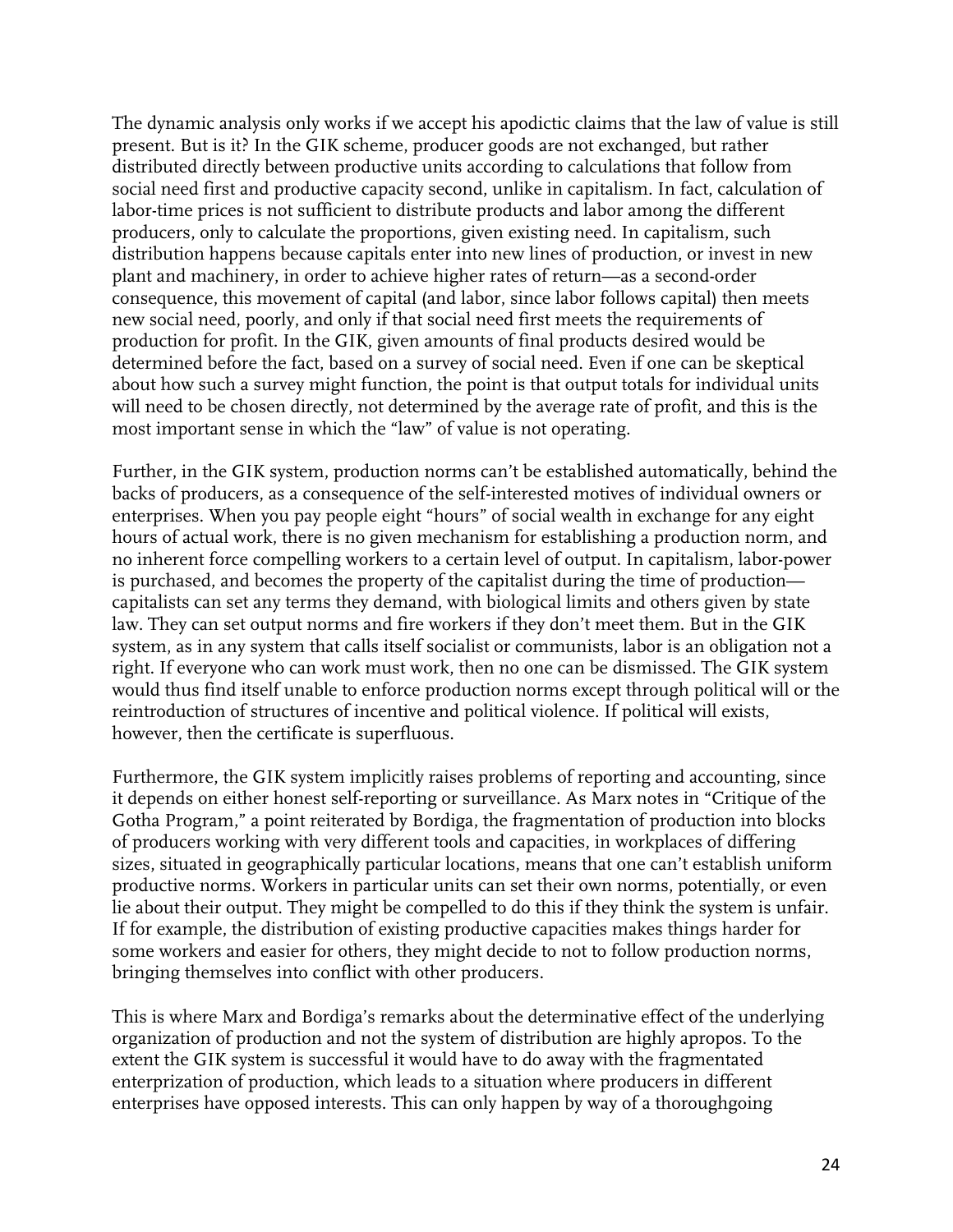The dynamic analysis only works if we accept his apodictic claims that the law of value is still present. But is it? In the GIK scheme, producer goods are not exchanged, but rather distributed directly between productive units according to calculations that follow from social need first and productive capacity second, unlike in capitalism. In fact, calculation of labor-time prices is not sufficient to distribute products and labor among the different producers, only to calculate the proportions, given existing need. In capitalism, such distribution happens because capitals enter into new lines of production, or invest in new plant and machinery, in order to achieve higher rates of return—as a second-order consequence, this movement of capital (and labor, since labor follows capital) then meets new social need, poorly, and only if that social need first meets the requirements of production for profit. In the GIK, given amounts of final products desired would be determined before the fact, based on a survey of social need. Even if one can be skeptical about how such a survey might function, the point is that output totals for individual units will need to be chosen directly, not determined by the average rate of profit, and this is the most important sense in which the "law" of value is not operating.

Further, in the GIK system, production norms can't be established automatically, behind the backs of producers, as a consequence of the self-interested motives of individual owners or enterprises. When you pay people eight "hours" of social wealth in exchange for any eight hours of actual work, there is no given mechanism for establishing a production norm, and no inherent force compelling workers to a certain level of output. In capitalism, labor-power is purchased, and becomes the property of the capitalist during the time of production—capitalists can set any terms they demand, with biological limits and others given by state law. They can set output norms and fire workers if they don't meet them. But in the GIK system, as in any system that calls itself socialist or communists, labor is an obligation not a right. If everyone who can work must work, then no one can be dismissed. The GIK system would thus find itself unable to enforce production norms except through political will or the reintroduction of structures of incentive and political violence. If political will exists, however, then the certificate is superfluous.

Furthermore, the GIK system implicitly raises problems of reporting and accounting, since it depends on either honest self-reporting or surveillance. As Marx notes in "Critique of the Gotha Program," a point reiterated by Bordiga, the fragmentation of production into blocks of producers working with very different tools and capacities, in workplaces of differing sizes, situated in geographically particular locations, means that one can't establish uniform productive norms. Workers in particular units can set their own norms, potentially, or even lie about their output. They might be compelled to do this if they think the system is unfair. If for example, the distribution of existing productive capacities makes things harder for some workers and easier for others, they might decide to not to follow production norms, bringing themselves into conflict with other producers.

This is where Marx and Bordiga's remarks about the determinative effect of the underlying organization of production and not the system of distribution are highly apropos. To the extent the GIK system is successful it would have to do away with the fragmentated enterprization of production, which leads to a situation where producers in different enterprises have opposed interests. This can only happen by way of a thoroughgoing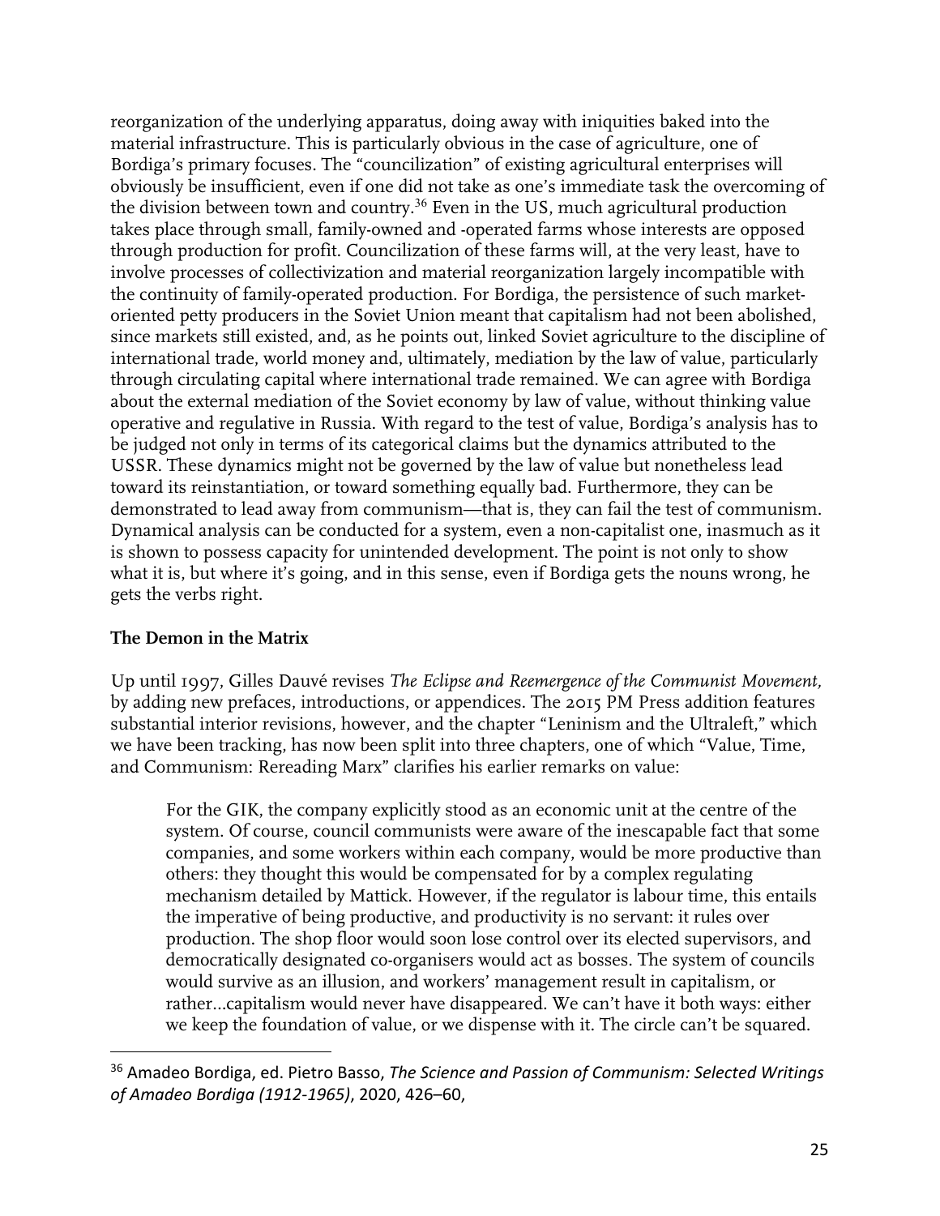reorganization of the underlying apparatus, doing away with iniquities baked into the material infrastructure. This is particularly obvious in the case of agriculture, one of Bordiga's primary focuses. The "councilization" of existing agricultural enterprises will obviously be insufficient, even if one did not take as one's immediate task the overcoming of the division between town and country.[36] Even in the US, much agricultural production takes place through small, family-owned and -operated farms whose interests are opposed through production for profit. Councilization of these farms will, at the very least, have to involve processes of collectivization and material reorganization largely incompatible with the continuity of family-operated production. For Bordiga, the persistence of such market-oriented petty producers in the Soviet Union meant that capitalism had not been abolished, since markets still existed, and, as he points out, linked Soviet agriculture to the discipline of international trade, world money and, ultimately, mediation by the law of value, particularly through circulating capital where international trade remained. We can agree with Bordiga about the external mediation of the Soviet economy by law of value, without thinking value operative and regulative in Russia. With regard to the test of value, Bordiga's analysis has to be judged not only in terms of its categorical claims but the dynamics attributed to the USSR. These dynamics might not be governed by the law of value but nonetheless lead toward its reinstantiation, or toward something equally bad. Furthermore, they can be demonstrated to lead away from communism—that is, they can fail the test of communism. Dynamical analysis can be conducted for a system, even a non-capitalist one, inasmuch as it is shown to possess capacity for unintended development. The point is not only to show what it is, but where it's going, and in this sense, even if Bordiga gets the nouns wrong, he gets the verbs right.

**The Demon in the Matrix**

Up until 1997, Gilles Dauvé revises *The Eclipse and Reemergence of the Communist Movement,* by adding new prefaces, introductions, or appendices. The 2015 PM Press addition features substantial interior revisions, however, and the chapter "Leninism and the Ultraleft," which we have been tracking, has now been split into three chapters, one of which "Value, Time, and Communism: Rereading Marx" clarifies his earlier remarks on value:

> For the GIK, the company explicitly stood as an economic unit at the centre of the system. Of course, council communists were aware of the inescapable fact that some companies, and some workers within each company, would be more productive than others: they thought this would be compensated for by a complex regulating mechanism detailed by Mattick. However, if the regulator is labour time, this entails the imperative of being productive, and productivity is no servant: it rules over production. The shop floor would soon lose control over its elected supervisors, and democratically designated co-organisers would act as bosses. The system of councils would survive as an illusion, and workers' management result in capitalism, or rather...capitalism would never have disappeared. We can't have it both ways: either we keep the foundation of value, or we dispense with it. The circle can't be squared.

---

[36] Amadeo Bordiga, ed. Pietro Basso, *The Science and Passion of Communism: Selected Writings of Amadeo Bordiga (1912-1965)*, 2020, 426–60,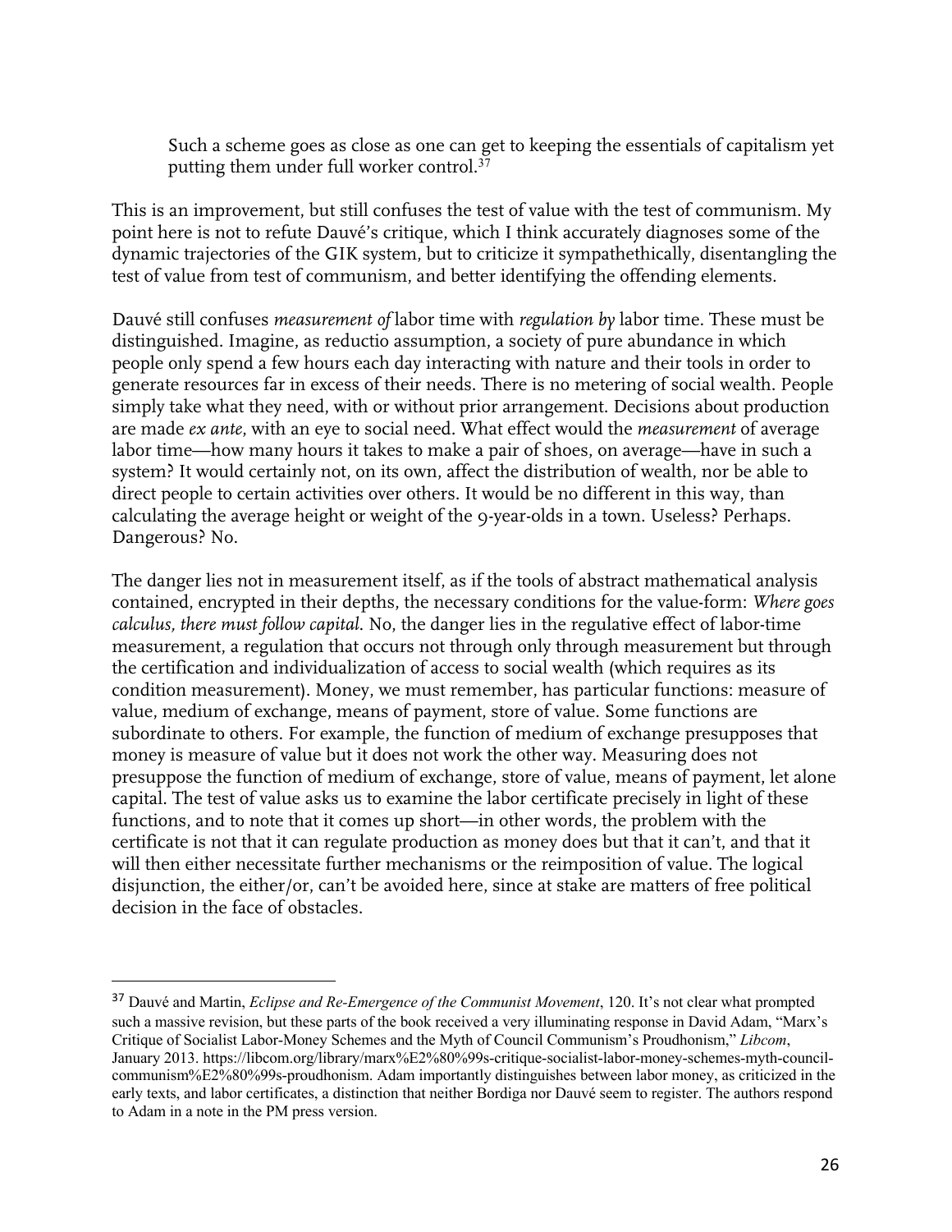> Such a scheme goes as close as one can get to keeping the essentials of capitalism yet putting them under full worker control.[37]

This is an improvement, but still confuses the test of value with the test of communism. My point here is not to refute Dauvé's critique, which I think accurately diagnoses some of the dynamic trajectories of the GIK system, but to criticize it sympathethically, disentangling the test of value from test of communism, and better identifying the offending elements.

Dauvé still confuses *measurement of* labor time with *regulation by* labor time. These must be distinguished. Imagine, as reductio assumption, a society of pure abundance in which people only spend a few hours each day interacting with nature and their tools in order to generate resources far in excess of their needs. There is no metering of social wealth. People simply take what they need, with or without prior arrangement. Decisions about production are made *ex ante*, with an eye to social need. What effect would the *measurement* of average labor time—how many hours it takes to make a pair of shoes, on average—have in such a system? It would certainly not, on its own, affect the distribution of wealth, nor be able to direct people to certain activities over others. It would be no different in this way, than calculating the average height or weight of the 9-year-olds in a town. Useless? Perhaps. Dangerous? No.

The danger lies not in measurement itself, as if the tools of abstract mathematical analysis contained, encrypted in their depths, the necessary conditions for the value-form: *Where goes calculus, there must follow capital*. No, the danger lies in the regulative effect of labor-time measurement, a regulation that occurs not through only through measurement but through the certification and individualization of access to social wealth (which requires as its condition measurement). Money, we must remember, has particular functions: measure of value, medium of exchange, means of payment, store of value. Some functions are subordinate to others. For example, the function of medium of exchange presupposes that money is measure of value but it does not work the other way. Measuring does not presuppose the function of medium of exchange, store of value, means of payment, let alone capital. The test of value asks us to examine the labor certificate precisely in light of these functions, and to note that it comes up short—in other words, the problem with the certificate is not that it can regulate production as money does but that it can't, and that it will then either necessitate further mechanisms or the reimposition of value. The logical disjunction, the either/or, can't be avoided here, since at stake are matters of free political decision in the face of obstacles.

---

[37] Dauvé and Martin, *Eclipse and Re-Emergence of the Communist Movement*, 120. It's not clear what prompted such a massive revision, but these parts of the book received a very illuminating response in David Adam, "Marx's Critique of Socialist Labor-Money Schemes and the Myth of Council Communism's Proudhonism," *Libcom*, January 2013. https://libcom.org/library/marx%E2%80%99s-critique-socialist-labor-money-schemes-myth-council-communism%E2%80%99s-proudhonism. Adam importantly distinguishes between labor money, as criticized in the early texts, and labor certificates, a distinction that neither Bordiga nor Dauvé seem to register. The authors respond to Adam in a note in the PM press version.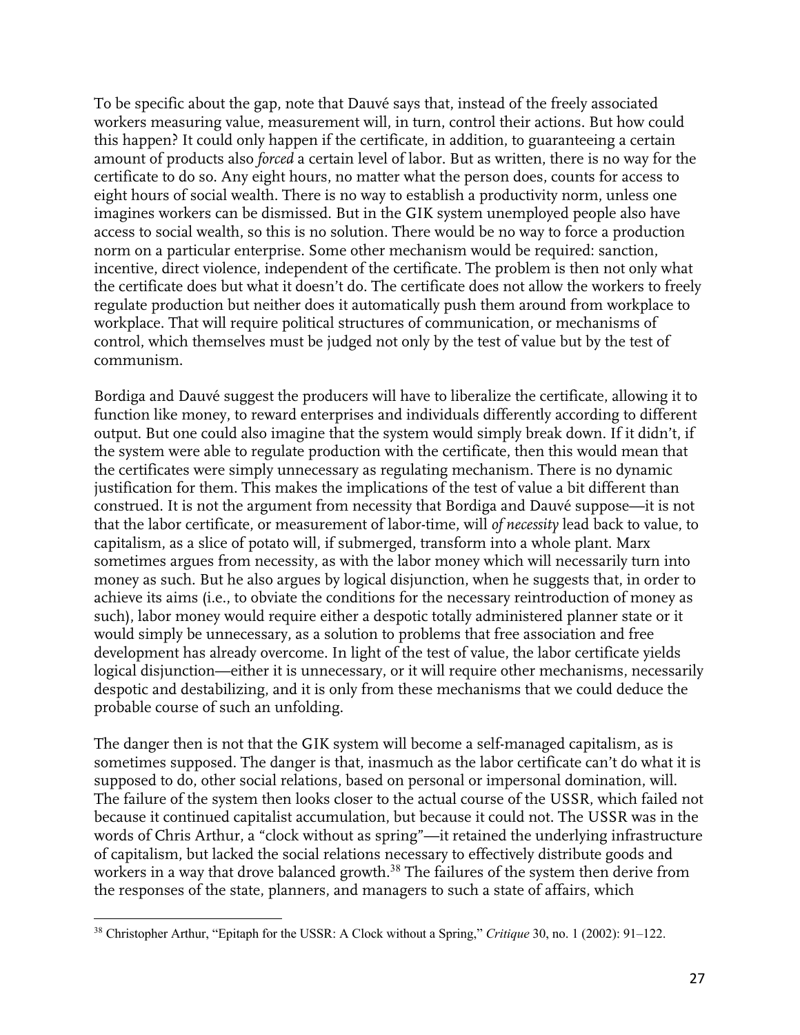To be specific about the gap, note that Dauvé says that, instead of the freely associated workers measuring value, measurement will, in turn, control their actions. But how could this happen? It could only happen if the certificate, in addition, to guaranteeing a certain amount of products also *forced* a certain level of labor. But as written, there is no way for the certificate to do so. Any eight hours, no matter what the person does, counts for access to eight hours of social wealth. There is no way to establish a productivity norm, unless one imagines workers can be dismissed. But in the GIK system unemployed people also have access to social wealth, so this is no solution. There would be no way to force a production norm on a particular enterprise. Some other mechanism would be required: sanction, incentive, direct violence, independent of the certificate. The problem is then not only what the certificate does but what it doesn't do. The certificate does not allow the workers to freely regulate production but neither does it automatically push them around from workplace to workplace. That will require political structures of communication, or mechanisms of control, which themselves must be judged not only by the test of value but by the test of communism.

Bordiga and Dauvé suggest the producers will have to liberalize the certificate, allowing it to function like money, to reward enterprises and individuals differently according to different output. But one could also imagine that the system would simply break down. If it didn't, if the system were able to regulate production with the certificate, then this would mean that the certificates were simply unnecessary as regulating mechanism. There is no dynamic justification for them. This makes the implications of the test of value a bit different than construed. It is not the argument from necessity that Bordiga and Dauvé suppose—it is not that the labor certificate, or measurement of labor-time, will *of necessity* lead back to value, to capitalism, as a slice of potato will, if submerged, transform into a whole plant. Marx sometimes argues from necessity, as with the labor money which will necessarily turn into money as such. But he also argues by logical disjunction, when he suggests that, in order to achieve its aims (i.e., to obviate the conditions for the necessary reintroduction of money as such), labor money would require either a despotic totally administered planner state or it would simply be unnecessary, as a solution to problems that free association and free development has already overcome. In light of the test of value, the labor certificate yields logical disjunction—either it is unnecessary, or it will require other mechanisms, necessarily despotic and destabilizing, and it is only from these mechanisms that we could deduce the probable course of such an unfolding.

The danger then is not that the GIK system will become a self-managed capitalism, as is sometimes supposed. The danger is that, inasmuch as the labor certificate can't do what it is supposed to do, other social relations, based on personal or impersonal domination, will. The failure of the system then looks closer to the actual course of the USSR, which failed not because it continued capitalist accumulation, but because it could not. The USSR was in the words of Chris Arthur, a "clock without as spring"—it retained the underlying infrastructure of capitalism, but lacked the social relations necessary to effectively distribute goods and workers in a way that drove balanced growth.[38] The failures of the system then derive from the responses of the state, planners, and managers to such a state of affairs, which

[38] Christopher Arthur, "Epitaph for the USSR: A Clock without a Spring," *Critique* 30, no. 1 (2002): 91–122.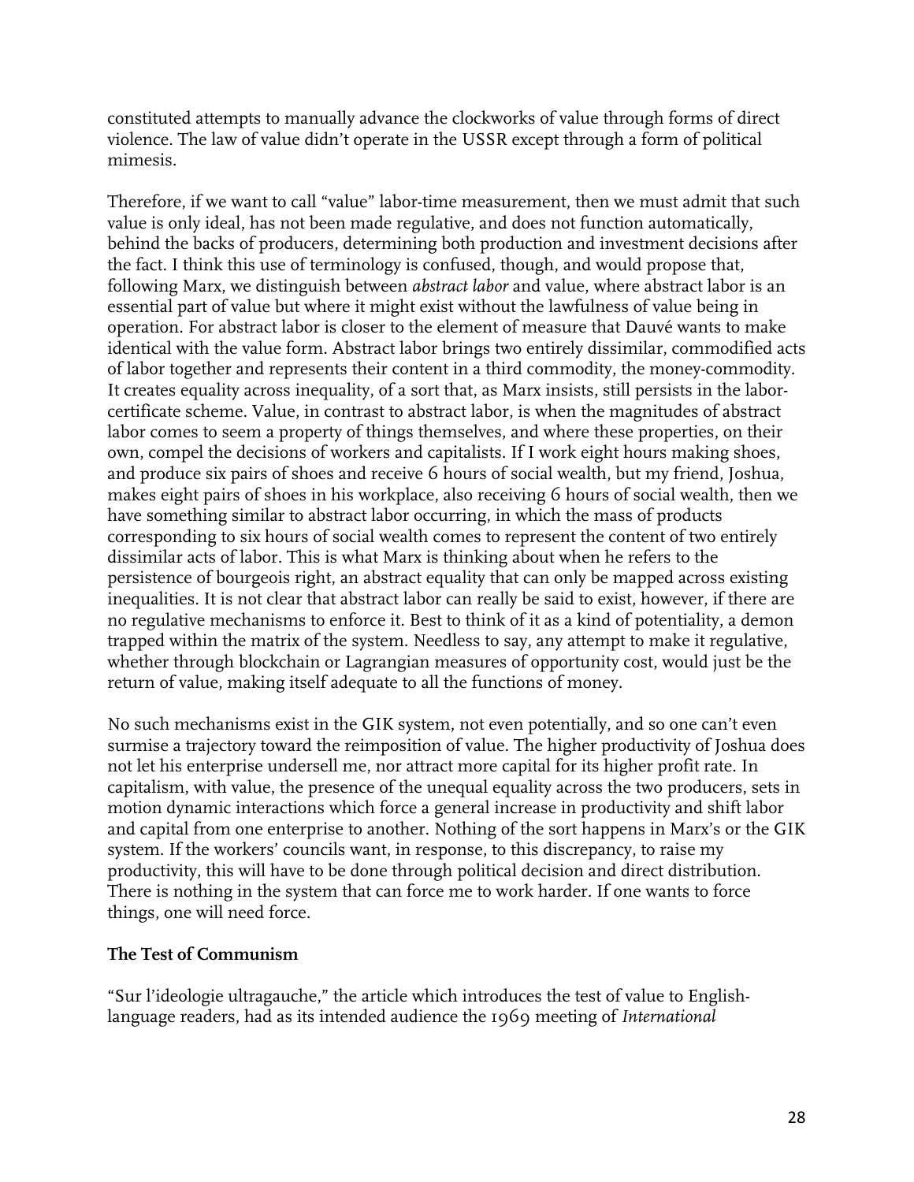constituted attempts to manually advance the clockworks of value through forms of direct violence. The law of value didn't operate in the USSR except through a form of political mimesis.

Therefore, if we want to call "value" labor-time measurement, then we must admit that such value is only ideal, has not been made regulative, and does not function automatically, behind the backs of producers, determining both production and investment decisions after the fact. I think this use of terminology is confused, though, and would propose that, following Marx, we distinguish between *abstract labor* and value, where abstract labor is an essential part of value but where it might exist without the lawfulness of value being in operation. For abstract labor is closer to the element of measure that Dauvé wants to make identical with the value form. Abstract labor brings two entirely dissimilar, commodified acts of labor together and represents their content in a third commodity, the money-commodity. It creates equality across inequality, of a sort that, as Marx insists, still persists in the labor-certificate scheme. Value, in contrast to abstract labor, is when the magnitudes of abstract labor comes to seem a property of things themselves, and where these properties, on their own, compel the decisions of workers and capitalists. If I work eight hours making shoes, and produce six pairs of shoes and receive 6 hours of social wealth, but my friend, Joshua, makes eight pairs of shoes in his workplace, also receiving 6 hours of social wealth, then we have something similar to abstract labor occurring, in which the mass of products corresponding to six hours of social wealth comes to represent the content of two entirely dissimilar acts of labor. This is what Marx is thinking about when he refers to the persistence of bourgeois right, an abstract equality that can only be mapped across existing inequalities. It is not clear that abstract labor can really be said to exist, however, if there are no regulative mechanisms to enforce it. Best to think of it as a kind of potentiality, a demon trapped within the matrix of the system. Needless to say, any attempt to make it regulative, whether through blockchain or Lagrangian measures of opportunity cost, would just be the return of value, making itself adequate to all the functions of money.

No such mechanisms exist in the GIK system, not even potentially, and so one can't even surmise a trajectory toward the reimposition of value. The higher productivity of Joshua does not let his enterprise undersell me, nor attract more capital for its higher profit rate. In capitalism, with value, the presence of the unequal equality across the two producers, sets in motion dynamic interactions which force a general increase in productivity and shift labor and capital from one enterprise to another. Nothing of the sort happens in Marx's or the GIK system. If the workers' councils want, in response, to this discrepancy, to raise my productivity, this will have to be done through political decision and direct distribution. There is nothing in the system that can force me to work harder. If one wants to force things, one will need force.

### The Test of Communism

"Sur l'ideologie ultragauche," the article which introduces the test of value to English-language readers, had as its intended audience the 1969 meeting of *International*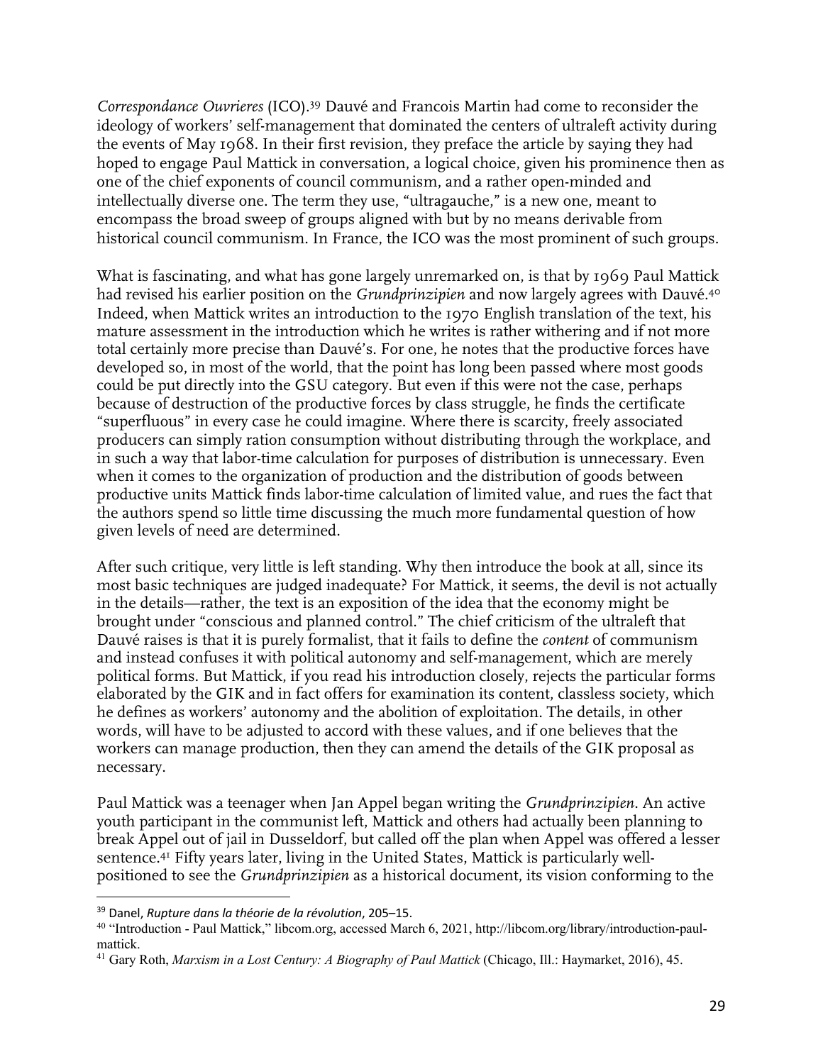*Correspondance Ouvrieres* (ICO).[39] Dauvé and Francois Martin had come to reconsider the ideology of workers' self-management that dominated the centers of ultraleft activity during the events of May 1968. In their first revision, they preface the article by saying they had hoped to engage Paul Mattick in conversation, a logical choice, given his prominence then as one of the chief exponents of council communism, and a rather open-minded and intellectually diverse one. The term they use, "ultragauche," is a new one, meant to encompass the broad sweep of groups aligned with but by no means derivable from historical council communism. In France, the ICO was the most prominent of such groups.

What is fascinating, and what has gone largely unremarked on, is that by 1969 Paul Mattick had revised his earlier position on the *Grundprinzipien* and now largely agrees with Dauvé.[40] Indeed, when Mattick writes an introduction to the 1970 English translation of the text, his mature assessment in the introduction which he writes is rather withering and if not more total certainly more precise than Dauvé's. For one, he notes that the productive forces have developed so, in most of the world, that the point has long been passed where most goods could be put directly into the GSU category. But even if this were not the case, perhaps because of destruction of the productive forces by class struggle, he finds the certificate "superfluous" in every case he could imagine. Where there is scarcity, freely associated producers can simply ration consumption without distributing through the workplace, and in such a way that labor-time calculation for purposes of distribution is unnecessary. Even when it comes to the organization of production and the distribution of goods between productive units Mattick finds labor-time calculation of limited value, and rues the fact that the authors spend so little time discussing the much more fundamental question of how given levels of need are determined.

After such critique, very little is left standing. Why then introduce the book at all, since its most basic techniques are judged inadequate? For Mattick, it seems, the devil is not actually in the details—rather, the text is an exposition of the idea that the economy might be brought under "conscious and planned control." The chief criticism of the ultraleft that Dauvé raises is that it is purely formalist, that it fails to define the *content* of communism and instead confuses it with political autonomy and self-management, which are merely political forms. But Mattick, if you read his introduction closely, rejects the particular forms elaborated by the GIK and in fact offers for examination its content, classless society, which he defines as workers' autonomy and the abolition of exploitation. The details, in other words, will have to be adjusted to accord with these values, and if one believes that the workers can manage production, then they can amend the details of the GIK proposal as necessary.

Paul Mattick was a teenager when Jan Appel began writing the *Grundprinzipien*. An active youth participant in the communist left, Mattick and others had actually been planning to break Appel out of jail in Dusseldorf, but called off the plan when Appel was offered a lesser sentence.[41] Fifty years later, living in the United States, Mattick is particularly well-positioned to see the *Grundprinzipien* as a historical document, its vision conforming to the

---

[39] Danel, *Rupture dans la théorie de la révolution*, 205–15.

[40] "Introduction - Paul Mattick," libcom.org, accessed March 6, 2021, http://libcom.org/library/introduction-paul-mattick.

[41] Gary Roth, *Marxism in a Lost Century: A Biography of Paul Mattick* (Chicago, Ill.: Haymarket, 2016), 45.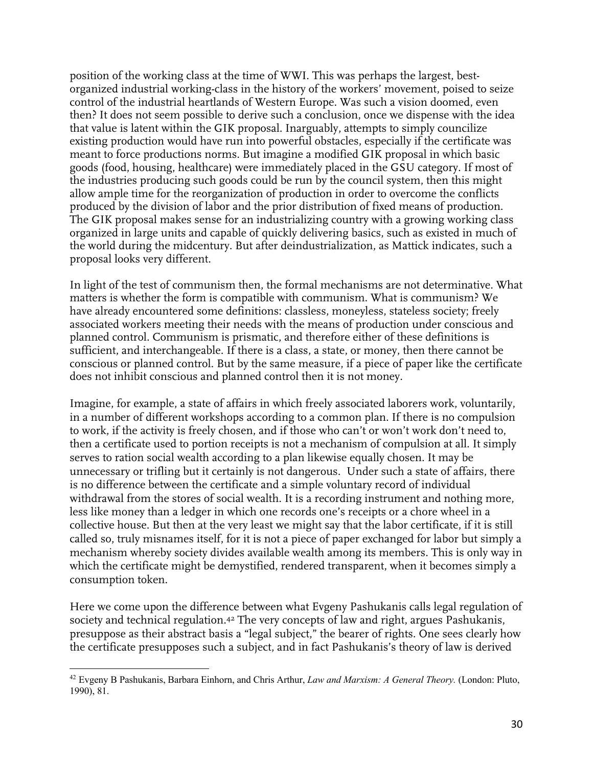position of the working class at the time of WWI. This was perhaps the largest, best-organized industrial working-class in the history of the workers' movement, poised to seize control of the industrial heartlands of Western Europe. Was such a vision doomed, even then? It does not seem possible to derive such a conclusion, once we dispense with the idea that value is latent within the GIK proposal. Inarguably, attempts to simply councilize existing production would have run into powerful obstacles, especially if the certificate was meant to force productions norms. But imagine a modified GIK proposal in which basic goods (food, housing, healthcare) were immediately placed in the GSU category. If most of the industries producing such goods could be run by the council system, then this might allow ample time for the reorganization of production in order to overcome the conflicts produced by the division of labor and the prior distribution of fixed means of production. The GIK proposal makes sense for an industrializing country with a growing working class organized in large units and capable of quickly delivering basics, such as existed in much of the world during the midcentury. But after deindustrialization, as Mattick indicates, such a proposal looks very different.

In light of the test of communism then, the formal mechanisms are not determinative. What matters is whether the form is compatible with communism. What is communism? We have already encountered some definitions: classless, moneyless, stateless society; freely associated workers meeting their needs with the means of production under conscious and planned control. Communism is prismatic, and therefore either of these definitions is sufficient, and interchangeable. If there is a class, a state, or money, then there cannot be conscious or planned control. But by the same measure, if a piece of paper like the certificate does not inhibit conscious and planned control then it is not money.

Imagine, for example, a state of affairs in which freely associated laborers work, voluntarily, in a number of different workshops according to a common plan. If there is no compulsion to work, if the activity is freely chosen, and if those who can't or won't work don't need to, then a certificate used to portion receipts is not a mechanism of compulsion at all. It simply serves to ration social wealth according to a plan likewise equally chosen. It may be unnecessary or trifling but it certainly is not dangerous. Under such a state of affairs, there is no difference between the certificate and a simple voluntary record of individual withdrawal from the stores of social wealth. It is a recording instrument and nothing more, less like money than a ledger in which one records one's receipts or a chore wheel in a collective house. But then at the very least we might say that the labor certificate, if it is still called so, truly misnames itself, for it is not a piece of paper exchanged for labor but simply a mechanism whereby society divides available wealth among its members. This is only way in which the certificate might be demystified, rendered transparent, when it becomes simply a consumption token.

Here we come upon the difference between what Evgeny Pashukanis calls legal regulation of society and technical regulation.[42] The very concepts of law and right, argues Pashukanis, presuppose as their abstract basis a "legal subject," the bearer of rights. One sees clearly how the certificate presupposes such a subject, and in fact Pashukanis's theory of law is derived

[42] Evgeny B Pashukanis, Barbara Einhorn, and Chris Arthur, *Law and Marxism: A General Theory.* (London: Pluto, 1990), 81.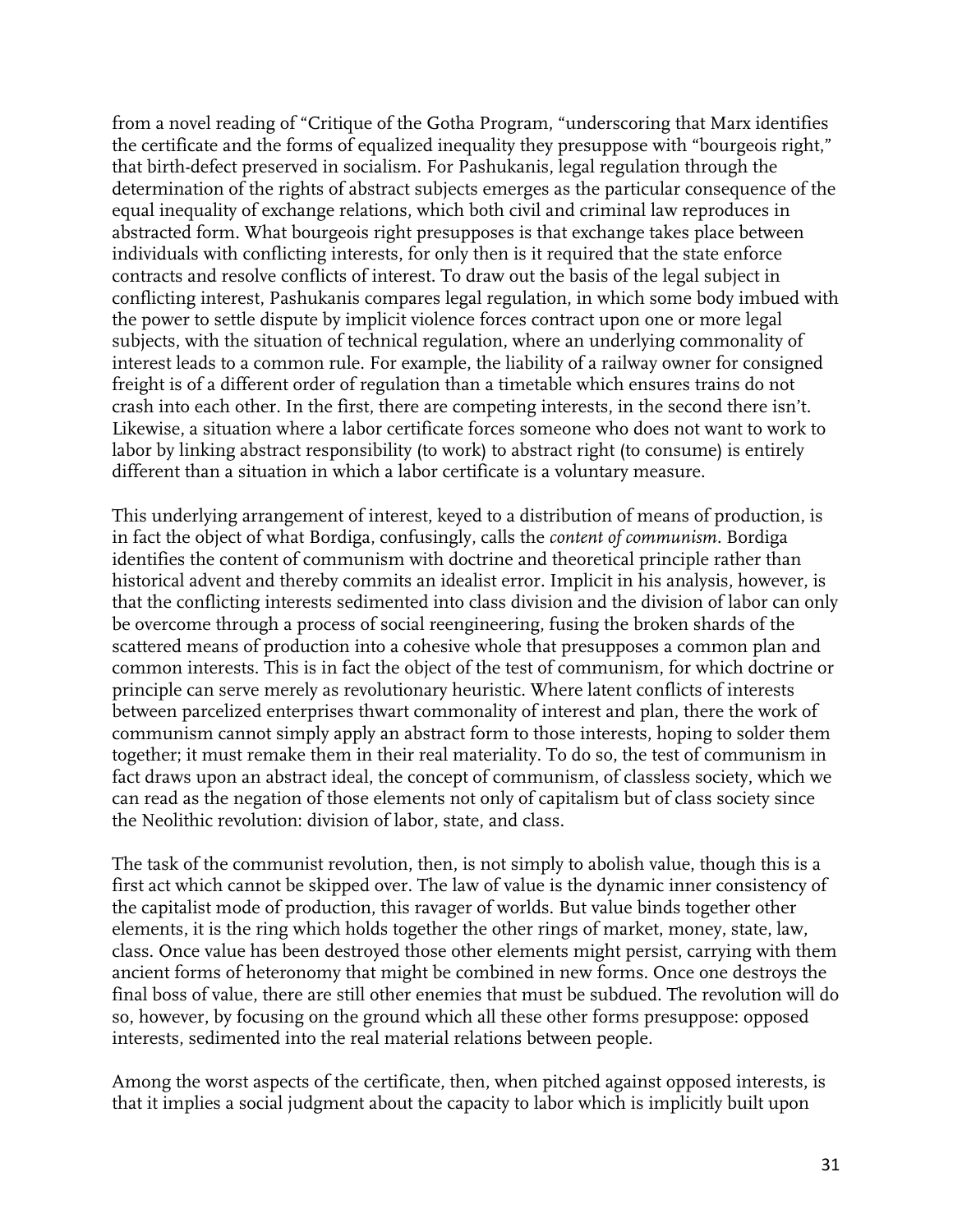from a novel reading of "Critique of the Gotha Program, "underscoring that Marx identifies the certificate and the forms of equalized inequality they presuppose with "bourgeois right," that birth-defect preserved in socialism. For Pashukanis, legal regulation through the determination of the rights of abstract subjects emerges as the particular consequence of the equal inequality of exchange relations, which both civil and criminal law reproduces in abstracted form. What bourgeois right presupposes is that exchange takes place between individuals with conflicting interests, for only then is it required that the state enforce contracts and resolve conflicts of interest. To draw out the basis of the legal subject in conflicting interest, Pashukanis compares legal regulation, in which some body imbued with the power to settle dispute by implicit violence forces contract upon one or more legal subjects, with the situation of technical regulation, where an underlying commonality of interest leads to a common rule. For example, the liability of a railway owner for consigned freight is of a different order of regulation than a timetable which ensures trains do not crash into each other. In the first, there are competing interests, in the second there isn't. Likewise, a situation where a labor certificate forces someone who does not want to work to labor by linking abstract responsibility (to work) to abstract right (to consume) is entirely different than a situation in which a labor certificate is a voluntary measure.

This underlying arrangement of interest, keyed to a distribution of means of production, is in fact the object of what Bordiga, confusingly, calls the *content of communism*. Bordiga identifies the content of communism with doctrine and theoretical principle rather than historical advent and thereby commits an idealist error. Implicit in his analysis, however, is that the conflicting interests sedimented into class division and the division of labor can only be overcome through a process of social reengineering, fusing the broken shards of the scattered means of production into a cohesive whole that presupposes a common plan and common interests. This is in fact the object of the test of communism, for which doctrine or principle can serve merely as revolutionary heuristic. Where latent conflicts of interests between parcelized enterprises thwart commonality of interest and plan, there the work of communism cannot simply apply an abstract form to those interests, hoping to solder them together; it must remake them in their real materiality. To do so, the test of communism in fact draws upon an abstract ideal, the concept of communism, of classless society, which we can read as the negation of those elements not only of capitalism but of class society since the Neolithic revolution: division of labor, state, and class.

The task of the communist revolution, then, is not simply to abolish value, though this is a first act which cannot be skipped over. The law of value is the dynamic inner consistency of the capitalist mode of production, this ravager of worlds. But value binds together other elements, it is the ring which holds together the other rings of market, money, state, law, class. Once value has been destroyed those other elements might persist, carrying with them ancient forms of heteronomy that might be combined in new forms. Once one destroys the final boss of value, there are still other enemies that must be subdued. The revolution will do so, however, by focusing on the ground which all these other forms presuppose: opposed interests, sedimented into the real material relations between people.

Among the worst aspects of the certificate, then, when pitched against opposed interests, is that it implies a social judgment about the capacity to labor which is implicitly built upon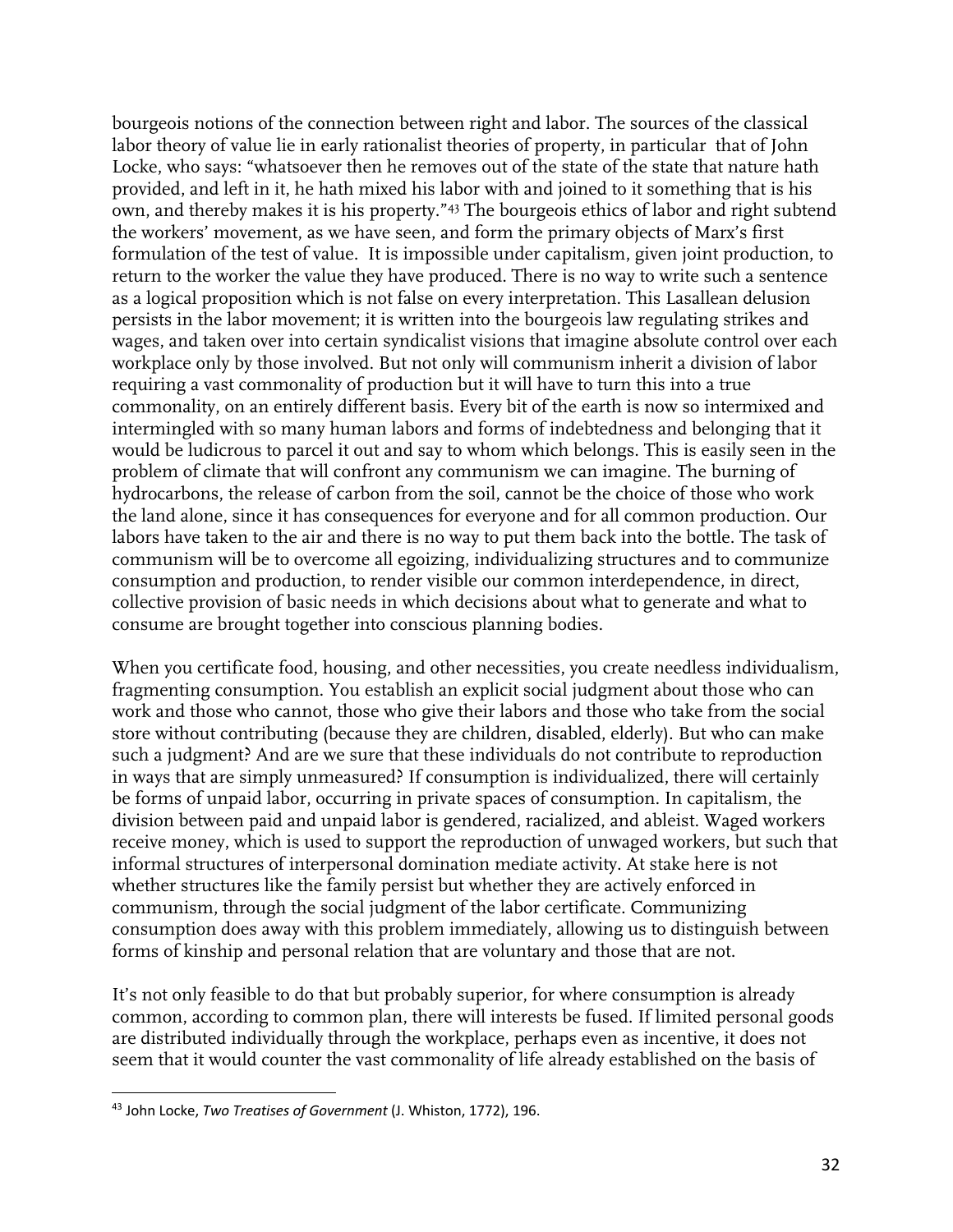bourgeois notions of the connection between right and labor. The sources of the classical labor theory of value lie in early rationalist theories of property, in particular that of John Locke, who says: "whatsoever then he removes out of the state of the state that nature hath provided, and left in it, he hath mixed his labor with and joined to it something that is his own, and thereby makes it is his property."[43] The bourgeois ethics of labor and right subtend the workers' movement, as we have seen, and form the primary objects of Marx's first formulation of the test of value. It is impossible under capitalism, given joint production, to return to the worker the value they have produced. There is no way to write such a sentence as a logical proposition which is not false on every interpretation. This Lasallean delusion persists in the labor movement; it is written into the bourgeois law regulating strikes and wages, and taken over into certain syndicalist visions that imagine absolute control over each workplace only by those involved. But not only will communism inherit a division of labor requiring a vast commonality of production but it will have to turn this into a true commonality, on an entirely different basis. Every bit of the earth is now so intermixed and intermingled with so many human labors and forms of indebtedness and belonging that it would be ludicrous to parcel it out and say to whom which belongs. This is easily seen in the problem of climate that will confront any communism we can imagine. The burning of hydrocarbons, the release of carbon from the soil, cannot be the choice of those who work the land alone, since it has consequences for everyone and for all common production. Our labors have taken to the air and there is no way to put them back into the bottle. The task of communism will be to overcome all egoizing, individualizing structures and to communize consumption and production, to render visible our common interdependence, in direct, collective provision of basic needs in which decisions about what to generate and what to consume are brought together into conscious planning bodies.

When you certificate food, housing, and other necessities, you create needless individualism, fragmenting consumption. You establish an explicit social judgment about those who can work and those who cannot, those who give their labors and those who take from the social store without contributing (because they are children, disabled, elderly). But who can make such a judgment? And are we sure that these individuals do not contribute to reproduction in ways that are simply unmeasured? If consumption is individualized, there will certainly be forms of unpaid labor, occurring in private spaces of consumption. In capitalism, the division between paid and unpaid labor is gendered, racialized, and ableist. Waged workers receive money, which is used to support the reproduction of unwaged workers, but such that informal structures of interpersonal domination mediate activity. At stake here is not whether structures like the family persist but whether they are actively enforced in communism, through the social judgment of the labor certificate. Communizing consumption does away with this problem immediately, allowing us to distinguish between forms of kinship and personal relation that are voluntary and those that are not.

It's not only feasible to do that but probably superior, for where consumption is already common, according to common plan, there will interests be fused. If limited personal goods are distributed individually through the workplace, perhaps even as incentive, it does not seem that it would counter the vast commonality of life already established on the basis of

---

[43] John Locke, *Two Treatises of Government* (J. Whiston, 1772), 196.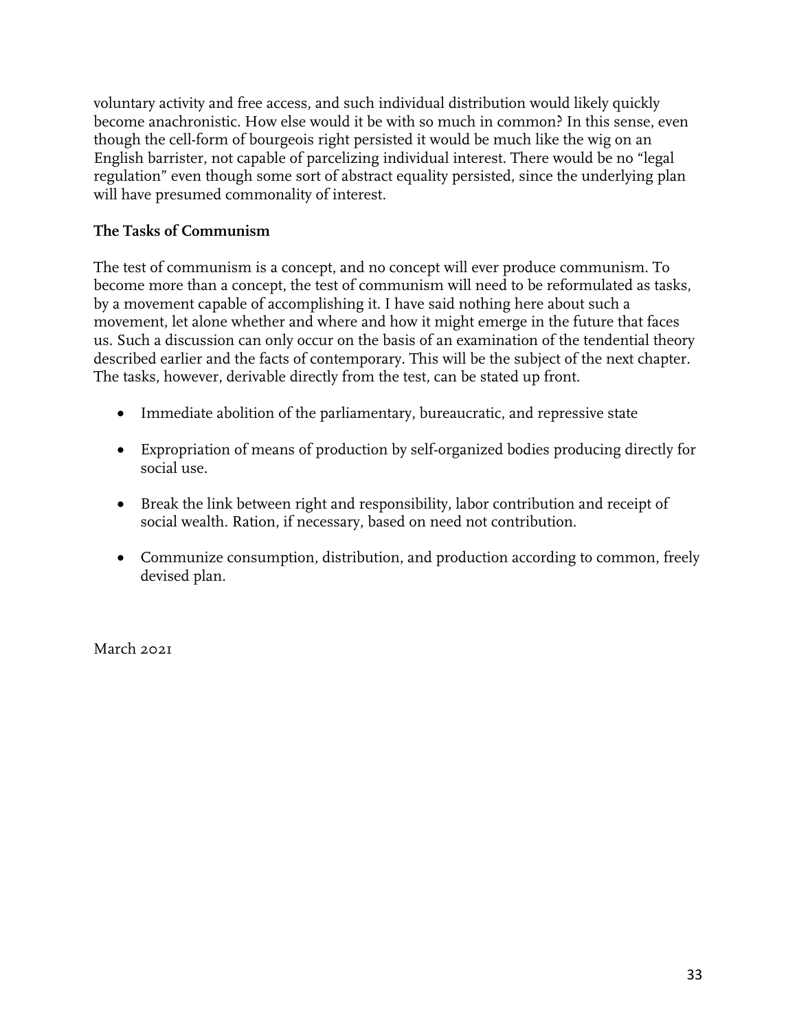voluntary activity and free access, and such individual distribution would likely quickly become anachronistic. How else would it be with so much in common? In this sense, even though the cell-form of bourgeois right persisted it would be much like the wig on an English barrister, not capable of parcelizing individual interest. There would be no "legal regulation" even though some sort of abstract equality persisted, since the underlying plan will have presumed commonality of interest.

**The Tasks of Communism**

The test of communism is a concept, and no concept will ever produce communism. To become more than a concept, the test of communism will need to be reformulated as tasks, by a movement capable of accomplishing it. I have said nothing here about such a movement, let alone whether and where and how it might emerge in the future that faces us. Such a discussion can only occur on the basis of an examination of the tendential theory described earlier and the facts of contemporary. This will be the subject of the next chapter. The tasks, however, derivable directly from the test, can be stated up front.

- Immediate abolition of the parliamentary, bureaucratic, and repressive state

- Expropriation of means of production by self-organized bodies producing directly for social use.

- Break the link between right and responsibility, labor contribution and receipt of social wealth. Ration, if necessary, based on need not contribution.

- Communize consumption, distribution, and production according to common, freely devised plan.

March 2021